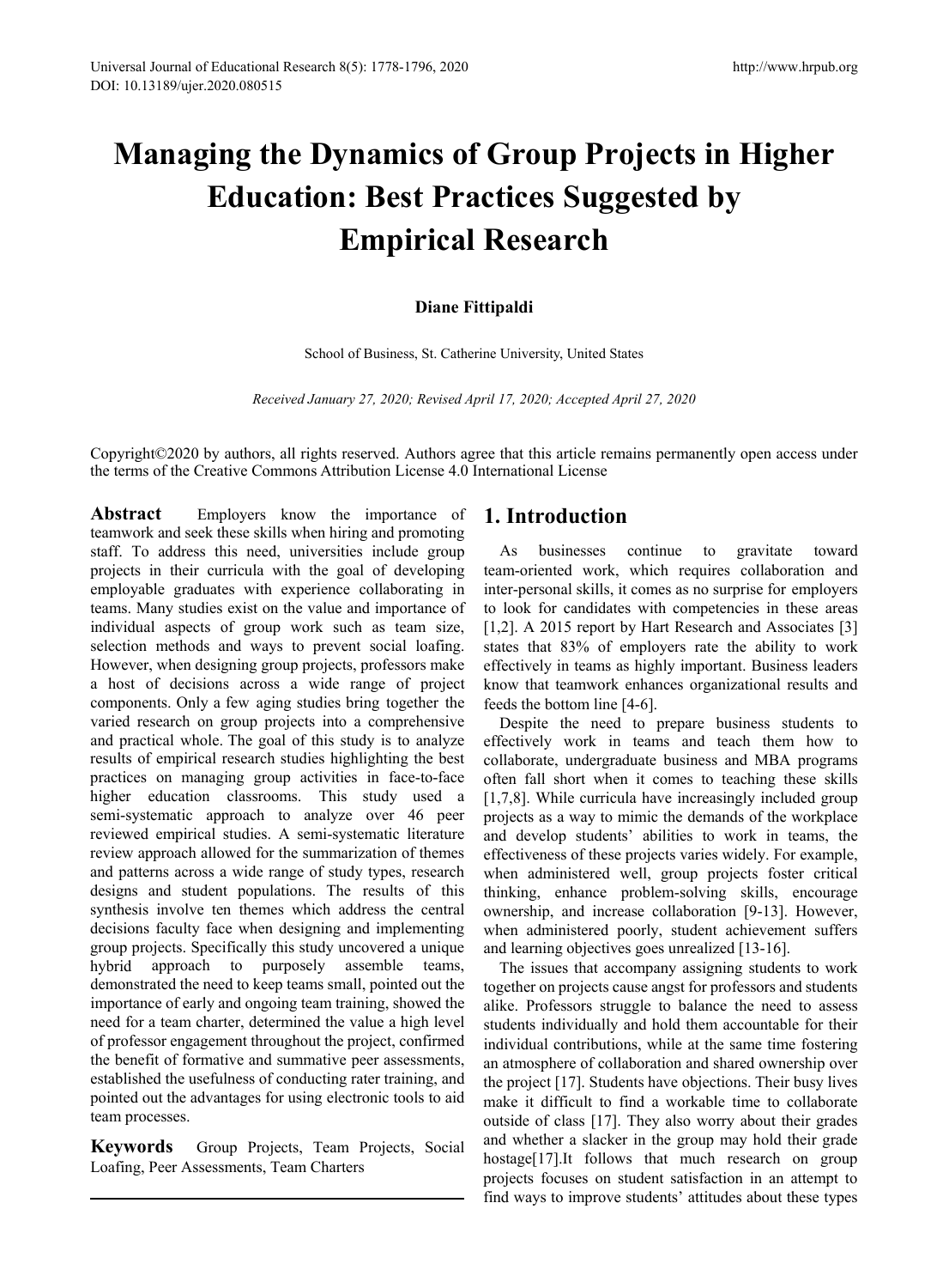# Managing the Dynamics of Group Projects in Higher Education: Best Practices Suggested by Empirical Research

**Diane Fittipaldi**

School of Business, St. Catherine University, United States

*Received January 27, 2020; Revised April 17, 2020; Accepted April 27, 2020*

Copyright©2020 by authors, all rights reserved. Authors agree that this article remains permanently open access under the terms of the Creative Commons Attribution License 4.0 International License

**Abstract** Employers know the importance of teamwork and seek these skills when hiring and promoting staff. To address this need, universities include group projects in their curricula with the goal of developing employable graduates with experience collaborating in teams. Many studies exist on the value and importance of individual aspects of group work such as team size, selection methods and ways to prevent social loafing. However, when designing group projects, professors make a host of decisions across a wide range of project components. Only a few aging studies bring together the varied research on group projects into a comprehensive and practical whole. The goal of this study is to analyze results of empirical research studies highlighting the best practices on managing group activities in face-to-face higher education classrooms. This study used a semi-systematic approach to analyze over 46 peer reviewed empirical studies. A semi-systematic literature review approach allowed for the summarization of themes and patterns across a wide range of study types, research designs and student populations. The results of this synthesis involve ten themes which address the central decisions faculty face when designing and implementing group projects. Specifically this study uncovered a unique hybrid approach to purposely assemble teams, demonstrated the need to keep teams small, pointed out the importance of early and ongoing team training, showed the need for a team charter, determined the value a high level of professor engagement throughout the project, confirmed the benefit of formative and summative peer assessments, established the usefulness of conducting rater training, and pointed out the advantages for using electronic tools to aid team processes.

**Keywords** Group Projects, Team Projects, Social Loafing, Peer Assessments, Team Charters

## 1. Introduction

As businesses continue to gravitate toward team-oriented work, which requires collaboration and inter-personal skills, it comes as no surprise for employers to look for candidates with competencies in these areas [1,2]. A 2015 report by Hart Research and Associates [3] states that 83% of employers rate the ability to work effectively in teams as highly important. Business leaders know that teamwork enhances organizational results and feeds the bottom line [4-6].

Despite the need to prepare business students to effectively work in teams and teach them how to collaborate, undergraduate business and MBA programs often fall short when it comes to teaching these skills [1,7,8]. While curricula have increasingly included group projects as a way to mimic the demands of the workplace and develop students' abilities to work in teams, the effectiveness of these projects varies widely. For example, when administered well, group projects foster critical thinking, enhance problem-solving skills, encourage ownership, and increase collaboration [9-13]. However, when administered poorly, student achievement suffers and learning objectives goes unrealized [13-16].

The issues that accompany assigning students to work together on projects cause angst for professors and students alike. Professors struggle to balance the need to assess students individually and hold them accountable for their individual contributions, while at the same time fostering an atmosphere of collaboration and shared ownership over the project [17]. Students have objections. Their busy lives make it difficult to find a workable time to collaborate outside of class [17]. They also worry about their grades and whether a slacker in the group may hold their grade hostage[17].It follows that much research on group projects focuses on student satisfaction in an attempt to find ways to improve students' attitudes about these types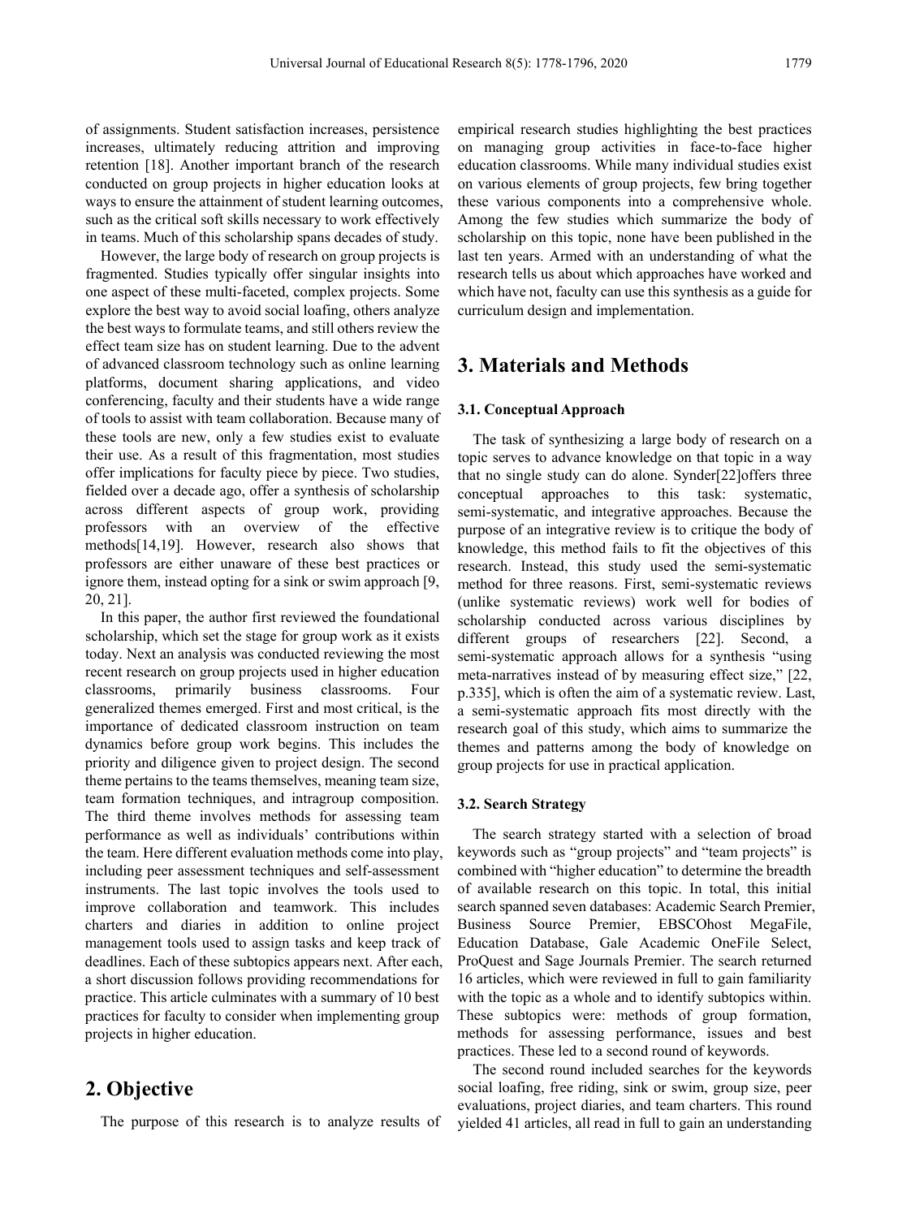of assignments. Student satisfaction increases, persistence increases, ultimately reducing attrition and improving retention [18]. Another important branch of the research conducted on group projects in higher education looks at ways to ensure the attainment of student learning outcomes, such as the critical soft skills necessary to work effectively in teams. Much of this scholarship spans decades of study.

However, the large body of research on group projects is fragmented. Studies typically offer singular insights into one aspect of these multi-faceted, complex projects. Some explore the best way to avoid social loafing, others analyze the best ways to formulate teams, and still others review the effect team size has on student learning. Due to the advent of advanced classroom technology such as online learning platforms, document sharing applications, and video conferencing, faculty and their students have a wide range of tools to assist with team collaboration. Because many of these tools are new, only a few studies exist to evaluate their use. As a result of this fragmentation, most studies offer implications for faculty piece by piece. Two studies, fielded over a decade ago, offer a synthesis of scholarship across different aspects of group work, providing professors with an overview of the effective methods[14,19]. However, research also shows that professors are either unaware of these best practices or ignore them, instead opting for a sink or swim approach [9, 20, 21].

In this paper, the author first reviewed the foundational scholarship, which set the stage for group work as it exists today. Next an analysis was conducted reviewing the most recent research on group projects used in higher education classrooms, primarily business classrooms. Four generalized themes emerged. First and most critical, is the importance of dedicated classroom instruction on team dynamics before group work begins. This includes the priority and diligence given to project design. The second theme pertains to the teams themselves, meaning team size, team formation techniques, and intragroup composition. The third theme involves methods for assessing team performance as well as individuals' contributions within the team. Here different evaluation methods come into play, including peer assessment techniques and self-assessment instruments. The last topic involves the tools used to improve collaboration and teamwork. This includes charters and diaries in addition to online project management tools used to assign tasks and keep track of deadlines. Each of these subtopics appears next. After each, a short discussion follows providing recommendations for practice. This article culminates with a summary of 10 best practices for faculty to consider when implementing group projects in higher education.

## 2. Objective

The purpose of this research is to analyze results of empirical research studies highlighting the best practices on managing group activities in face-to-face higher education classrooms. While many individual studies exist on various elements of group projects, few bring together these various components into a comprehensive whole. Among the few studies which summarize the body of scholarship on this topic, none have been published in the last ten years. Armed with an understanding of what the research tells us about which approaches have worked and which have not, faculty can use this synthesis as a guide for curriculum design and implementation.

## 3. Materials and Methods

### 3.1. Conceptual Approach

The task of synthesizing a large body of research on a topic serves to advance knowledge on that topic in a way that no single study can do alone. Synder[22]offers three conceptual approaches to this task: systematic, semi-systematic, and integrative approaches. Because the purpose of an integrative review is to critique the body of knowledge, this method fails to fit the objectives of this research. Instead, this study used the semi-systematic method for three reasons. First, semi-systematic reviews (unlike systematic reviews) work well for bodies of scholarship conducted across various disciplines by different groups of researchers [22]. Second, a semi-systematic approach allows for a synthesis "using meta-narratives instead of by measuring effect size," [22, p.335], which is often the aim of a systematic review. Last, a semi-systematic approach fits most directly with the research goal of this study, which aims to summarize the themes and patterns among the body of knowledge on group projects for use in practical application.

### 3.2. Search Strategy

The search strategy started with a selection of broad keywords such as "group projects" and "team projects" is combined with "higher education" to determine the breadth of available research on this topic. In total, this initial search spanned seven databases: Academic Search Premier, Business Source Premier, EBSCOhost MegaFile, Education Database, Gale Academic OneFile Select, ProQuest and Sage Journals Premier. The search returned 16 articles, which were reviewed in full to gain familiarity with the topic as a whole and to identify subtopics within. These subtopics were: methods of group formation, methods for assessing performance, issues and best practices. These led to a second round of keywords.

The second round included searches for the keywords social loafing, free riding, sink or swim, group size, peer evaluations, project diaries, and team charters. This round yielded 41 articles, all read in full to gain an understanding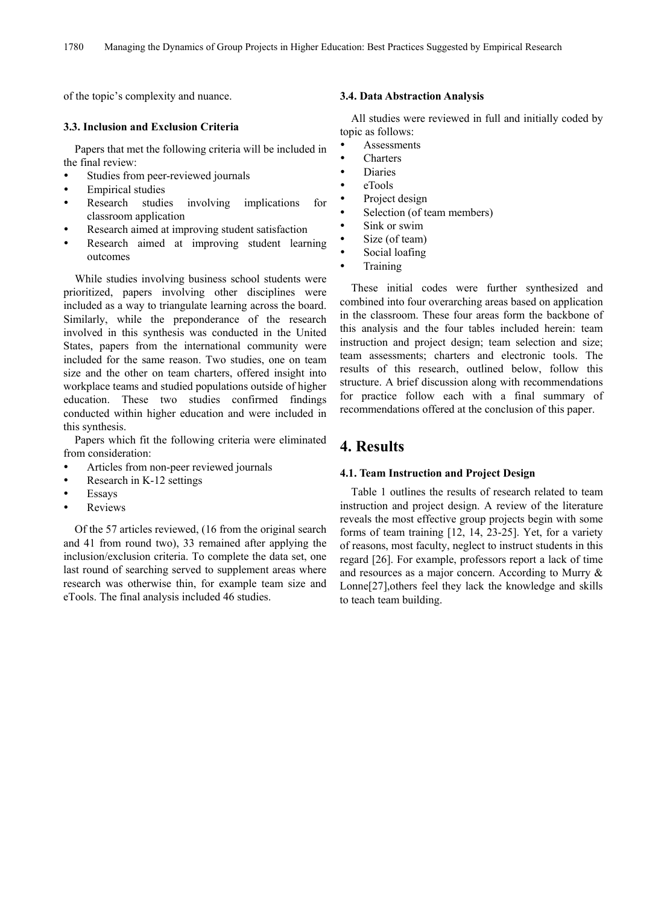of the topic's complexity and nuance.

### 3.3. Inclusion and Exclusion Criteria

Papers that met the following criteria will be included in the final review:

- Studies from peer-reviewed journals
- Empirical studies
- Research studies involving implications for classroom application
- Research aimed at improving student satisfaction
- Research aimed at improving student learning outcomes

While studies involving business school students were prioritized, papers involving other disciplines were included as a way to triangulate learning across the board. Similarly, while the preponderance of the research involved in this synthesis was conducted in the United States, papers from the international community were included for the same reason. Two studies, one on team size and the other on team charters, offered insight into workplace teams and studied populations outside of higher education. These two studies confirmed findings conducted within higher education and were included in this synthesis.

Papers which fit the following criteria were eliminated from consideration:

- Articles from non-peer reviewed journals
- Research in K-12 settings
- Essays
- Reviews

Of the 57 articles reviewed, (16 from the original search and 41 from round two), 33 remained after applying the inclusion/exclusion criteria. To complete the data set, one last round of searching served to supplement areas where research was otherwise thin, for example team size and eTools. The final analysis included 46 studies.

### 3.4. Data Abstraction Analysis

All studies were reviewed in full and initially coded by topic as follows:

- Assessments
- Charters
- Diaries
- eTools
- Project design
- Selection (of team members)
- Sink or swim
- Size (of team)
- Social loafing
- Training

These initial codes were further synthesized and combined into four overarching areas based on application in the classroom. These four areas form the backbone of this analysis and the four tables included herein: team instruction and project design; team selection and size; team assessments; charters and electronic tools. The results of this research, outlined below, follow this structure. A brief discussion along with recommendations for practice follow each with a final summary of recommendations offered at the conclusion of this paper.

## 4. Results

### 4.1. Team Instruction and Project Design

Table 1 outlines the results of research related to team instruction and project design. A review of the literature reveals the most effective group projects begin with some forms of team training [12, 14, 23-25]. Yet, for a variety of reasons, most faculty, neglect to instruct students in this regard [26]. For example, professors report a lack of time and resources as a major concern. According to Murry & Lonne[27],others feel they lack the knowledge and skills to teach team building.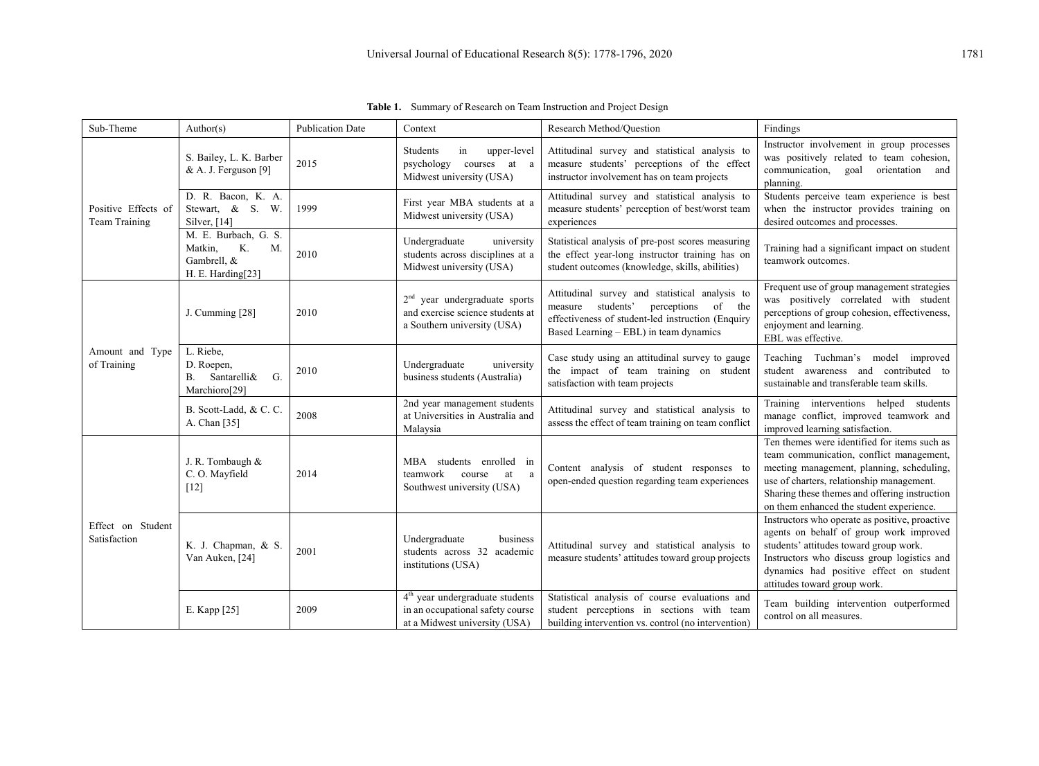**Table 1.** Summary of Research on Team Instruction and Project Design

| Sub-Theme | Author(s) | Publication Date | Context | Research Method/Question | Findings |
|---|---|---|---|---|---|
| Positive Effects of Team Training | S. Bailey, L. K. Barber & A. J. Ferguson [9] | 2015 | Students in upper-level psychology courses at a Midwest university (USA) | Attitudinal survey and statistical analysis to measure students' perceptions of the effect instructor involvement has on team projects | Instructor involvement in group processes was positively related to team cohesion, communication, goal orientation and planning. |
| | D. R. Bacon, K. A. Stewart, & S. W. Silver, [14] | 1999 | First year MBA students at a Midwest university (USA) | Attitudinal survey and statistical analysis to measure students' perception of best/worst team experiences | Students perceive team experience is best when the instructor provides training on desired outcomes and processes. |
| | M. E. Burbach, G. S. Matkin, K. M. Gambrell, & H. E. Harding[23] | 2010 | Undergraduate university students across disciplines at a Midwest university (USA) | Statistical analysis of pre-post scores measuring the effect year-long instructor training has on student outcomes (knowledge, skills, abilities) | Training had a significant impact on student teamwork outcomes. |
| Amount and Type of Training | J. Cumming [28] | 2010 | 2nd year undergraduate sports and exercise science students at a Southern university (USA) | Attitudinal survey and statistical analysis to measure students' perceptions of the effectiveness of student-led instruction (Enquiry Based Learning – EBL) in team dynamics | Frequent use of group management strategies was positively correlated with student perceptions of group cohesion, effectiveness, enjoyment and learning. EBL was effective. |
| | L. Riebe, D. Roepen, B. Santarelli& G. Marchioro[29] | 2010 | Undergraduate university business students (Australia) | Case study using an attitudinal survey to gauge the impact of team training on student satisfaction with team projects | Teaching Tuchman's model improved student awareness and contributed to sustainable and transferable team skills. |
| | B. Scott-Ladd, & C. C. A. Chan [35] | 2008 | 2nd year management students at Universities in Australia and Malaysia | Attitudinal survey and statistical analysis to assess the effect of team training on team conflict | Training interventions helped students manage conflict, improved teamwork and improved learning satisfaction. |
| Effect on Student Satisfaction | J. R. Tombaugh & C. O. Mayfield [12] | 2014 | MBA students enrolled in teamwork course at a Southwest university (USA) | Content analysis of student responses to open-ended question regarding team experiences | Ten themes were identified for items such as team communication, conflict management, meeting management, planning, scheduling, use of charters, relationship management. Sharing these themes and offering instruction on them enhanced the student experience. |
| | K. J. Chapman, & S. Van Auken, [24] | 2001 | Undergraduate business students across 32 academic institutions (USA) | Attitudinal survey and statistical analysis to measure students' attitudes toward group projects | Instructors who operate as positive, proactive agents on behalf of group work improved students' attitudes toward group work. Instructors who discuss group logistics and dynamics had positive effect on student attitudes toward group work. |
| | E. Kapp [25] | 2009 | 4th year undergraduate students in an occupational safety course at a Midwest university (USA) | Statistical analysis of course evaluations and student perceptions in sections with team building intervention vs. control (no intervention) | Team building intervention outperformed control on all measures. |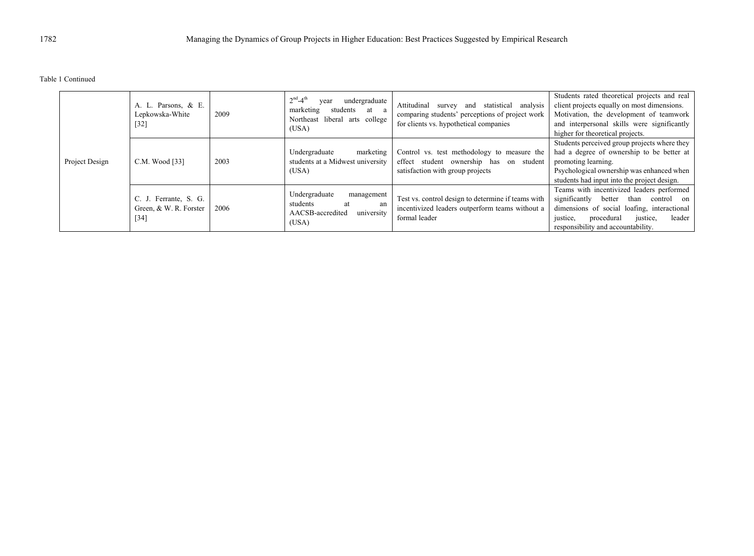Table 1 Continued

| | | | | | |
|---|---|---|---|---|---|
| Project Design | A. L. Parsons, & E. Lepkowska-White [32] | 2009 | $2^{nd}$-$4^{th}$ year undergraduate marketing students at a Northeast liberal arts college (USA) | Attitudinal survey and statistical analysis comparing students' perceptions of project work for clients vs. hypothetical companies | Students rated theoretical projects and real client projects equally on most dimensions. Motivation, the development of teamwork and interpersonal skills were significantly higher for theoretical projects. |
| | C.M. Wood [33] | 2003 | Undergraduate marketing students at a Midwest university (USA) | Control vs. test methodology to measure the effect student ownership has on student satisfaction with group projects | Students perceived group projects where they had a degree of ownership to be better at promoting learning. Psychological ownership was enhanced when students had input into the project design. |
| | C. J. Ferrante, S. G. Green, & W. R. Forster [34] | 2006 | Undergraduate management students at an AACSB-accredited university (USA) | Test vs. control design to determine if teams with incentivized leaders outperform teams without a formal leader | Teams with incentivized leaders performed significantly better than control on dimensions of social loafing, interactional justice, procedural justice, leader responsibility and accountability. |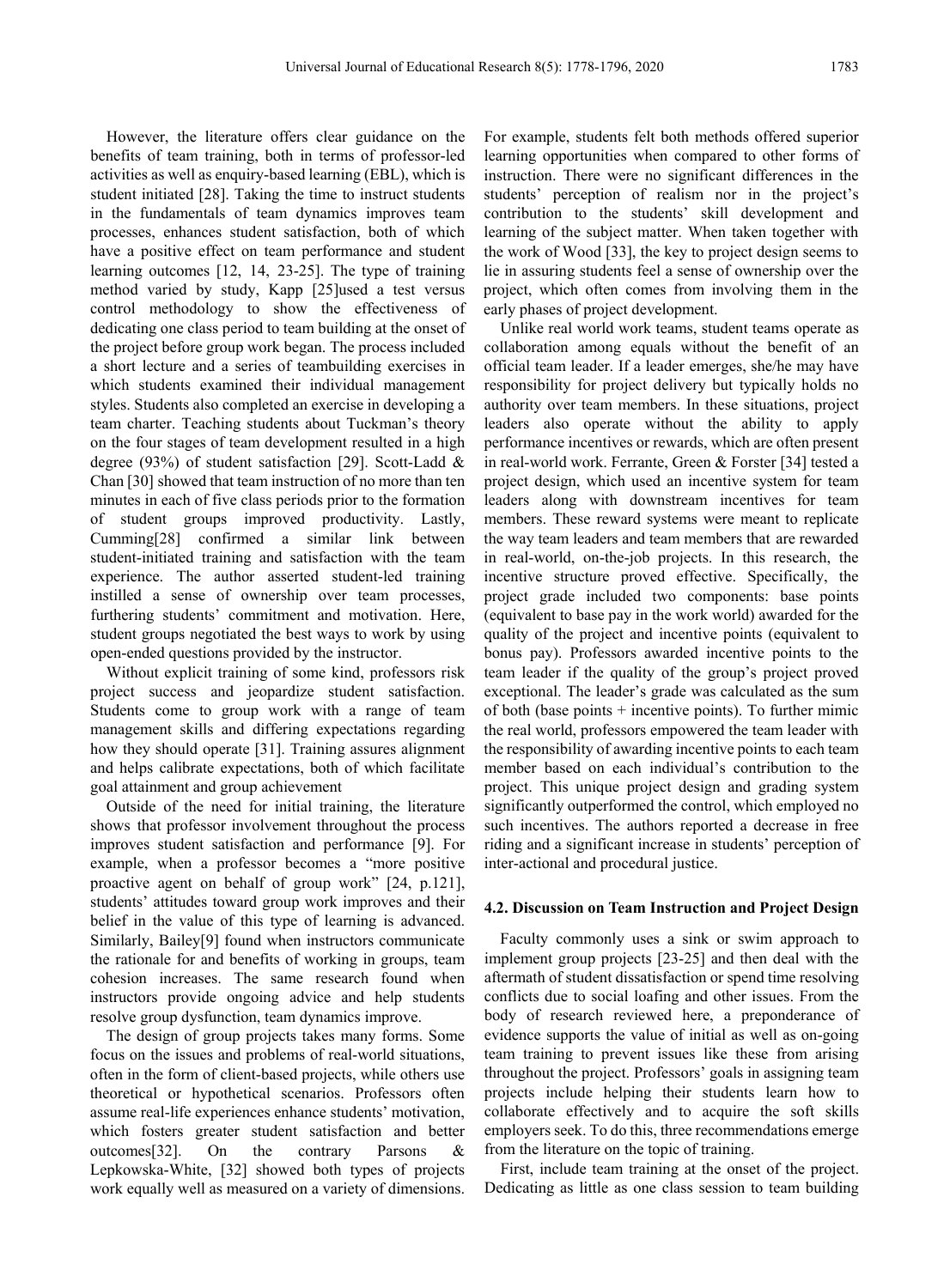However, the literature offers clear guidance on the benefits of team training, both in terms of professor-led activities as well as enquiry-based learning (EBL), which is student initiated [28]. Taking the time to instruct students in the fundamentals of team dynamics improves team processes, enhances student satisfaction, both of which have a positive effect on team performance and student learning outcomes [12, 14, 23-25]. The type of training method varied by study, Kapp [25]used a test versus control methodology to show the effectiveness of dedicating one class period to team building at the onset of the project before group work began. The process included a short lecture and a series of teambuilding exercises in which students examined their individual management styles. Students also completed an exercise in developing a team charter. Teaching students about Tuckman's theory on the four stages of team development resulted in a high degree (93%) of student satisfaction [29]. Scott-Ladd & Chan [30] showed that team instruction of no more than ten minutes in each of five class periods prior to the formation of student groups improved productivity. Lastly, Cumming[28] confirmed a similar link between student-initiated training and satisfaction with the team experience. The author asserted student-led training instilled a sense of ownership over team processes, furthering students' commitment and motivation. Here, student groups negotiated the best ways to work by using open-ended questions provided by the instructor.

Without explicit training of some kind, professors risk project success and jeopardize student satisfaction. Students come to group work with a range of team management skills and differing expectations regarding how they should operate [31]. Training assures alignment and helps calibrate expectations, both of which facilitate goal attainment and group achievement

Outside of the need for initial training, the literature shows that professor involvement throughout the process improves student satisfaction and performance [9]. For example, when a professor becomes a "more positive proactive agent on behalf of group work" [24, p.121], students' attitudes toward group work improves and their belief in the value of this type of learning is advanced. Similarly, Bailey[9] found when instructors communicate the rationale for and benefits of working in groups, team cohesion increases. The same research found when instructors provide ongoing advice and help students resolve group dysfunction, team dynamics improve.

The design of group projects takes many forms. Some focus on the issues and problems of real-world situations, often in the form of client-based projects, while others use theoretical or hypothetical scenarios. Professors often assume real-life experiences enhance students' motivation, which fosters greater student satisfaction and better outcomes[32]. On the contrary Parsons & Lepkowska-White, [32] showed both types of projects work equally well as measured on a variety of dimensions. For example, students felt both methods offered superior learning opportunities when compared to other forms of instruction. There were no significant differences in the students' perception of realism nor in the project's contribution to the students' skill development and learning of the subject matter. When taken together with the work of Wood [33], the key to project design seems to lie in assuring students feel a sense of ownership over the project, which often comes from involving them in the early phases of project development.

Unlike real world work teams, student teams operate as collaboration among equals without the benefit of an official team leader. If a leader emerges, she/he may have responsibility for project delivery but typically holds no authority over team members. In these situations, project leaders also operate without the ability to apply performance incentives or rewards, which are often present in real-world work. Ferrante, Green & Forster [34] tested a project design, which used an incentive system for team leaders along with downstream incentives for team members. These reward systems were meant to replicate the way team leaders and team members that are rewarded in real-world, on-the-job projects. In this research, the incentive structure proved effective. Specifically, the project grade included two components: base points (equivalent to base pay in the work world) awarded for the quality of the project and incentive points (equivalent to bonus pay). Professors awarded incentive points to the team leader if the quality of the group's project proved exceptional. The leader's grade was calculated as the sum of both (base points + incentive points). To further mimic the real world, professors empowered the team leader with the responsibility of awarding incentive points to each team member based on each individual's contribution to the project. This unique project design and grading system significantly outperformed the control, which employed no such incentives. The authors reported a decrease in free riding and a significant increase in students' perception of inter-actional and procedural justice.

### 4.2. Discussion on Team Instruction and Project Design

Faculty commonly uses a sink or swim approach to implement group projects [23-25] and then deal with the aftermath of student dissatisfaction or spend time resolving conflicts due to social loafing and other issues. From the body of research reviewed here, a preponderance of evidence supports the value of initial as well as on-going team training to prevent issues like these from arising throughout the project. Professors' goals in assigning team projects include helping their students learn how to collaborate effectively and to acquire the soft skills employers seek. To do this, three recommendations emerge from the literature on the topic of training.

First, include team training at the onset of the project. Dedicating as little as one class session to team building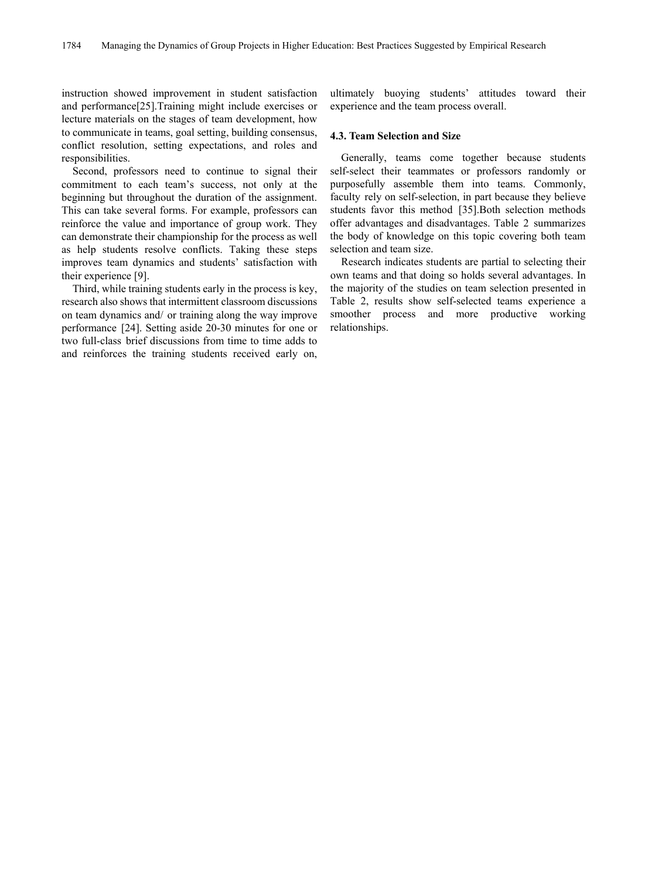instruction showed improvement in student satisfaction and performance[25].Training might include exercises or lecture materials on the stages of team development, how to communicate in teams, goal setting, building consensus, conflict resolution, setting expectations, and roles and responsibilities.

Second, professors need to continue to signal their commitment to each team's success, not only at the beginning but throughout the duration of the assignment. This can take several forms. For example, professors can reinforce the value and importance of group work. They can demonstrate their championship for the process as well as help students resolve conflicts. Taking these steps improves team dynamics and students' satisfaction with their experience [9].

Third, while training students early in the process is key, research also shows that intermittent classroom discussions on team dynamics and/ or training along the way improve performance [24]. Setting aside 20-30 minutes for one or two full-class brief discussions from time to time adds to and reinforces the training students received early on, ultimately buoying students' attitudes toward their experience and the team process overall.

### 4.3. Team Selection and Size

Generally, teams come together because students self-select their teammates or professors randomly or purposefully assemble them into teams. Commonly, faculty rely on self-selection, in part because they believe students favor this method [35].Both selection methods offer advantages and disadvantages. Table 2 summarizes the body of knowledge on this topic covering both team selection and team size.

Research indicates students are partial to selecting their own teams and that doing so holds several advantages. In the majority of the studies on team selection presented in Table 2, results show self-selected teams experience a smoother process and more productive working relationships.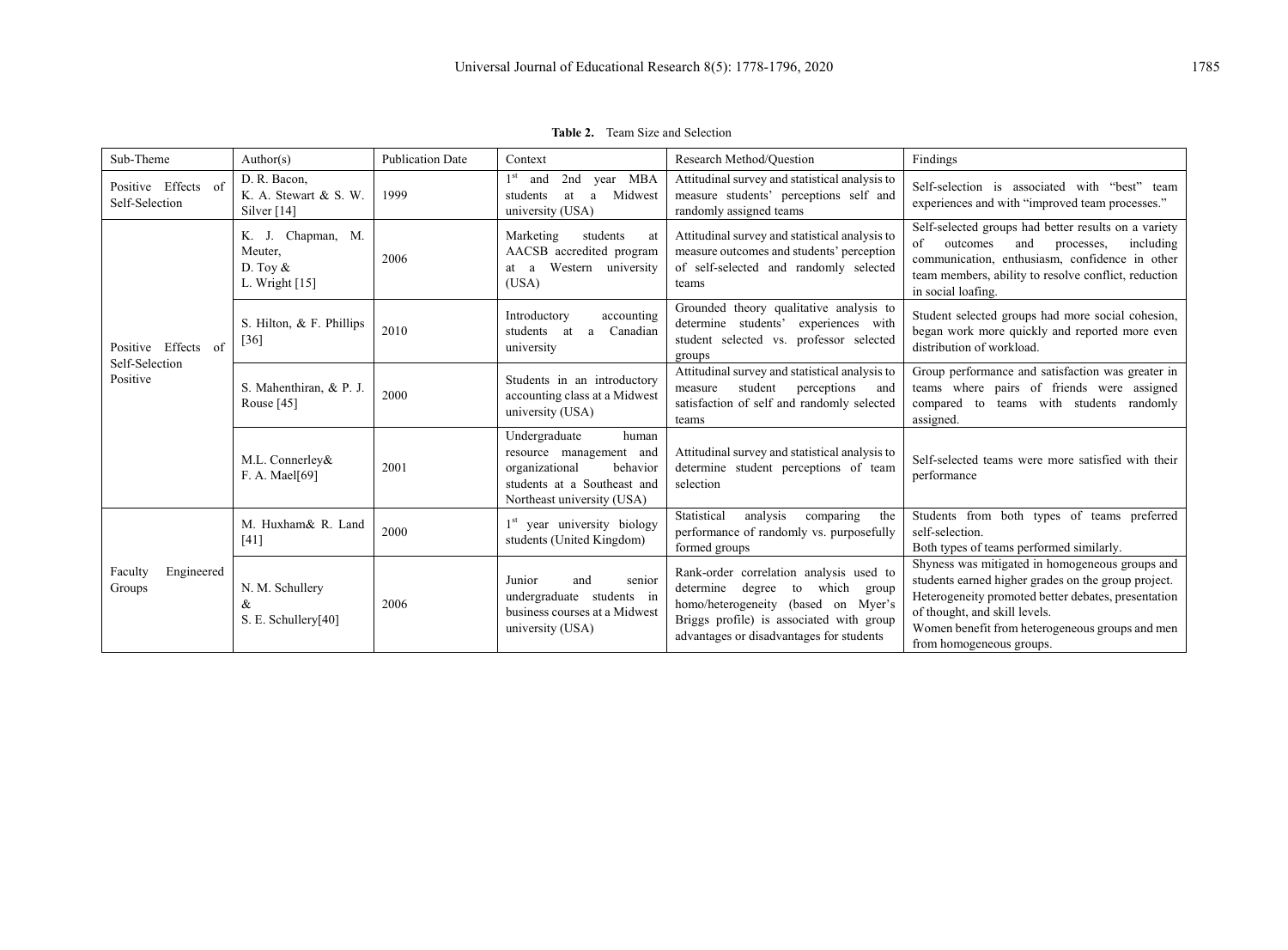**Table 2.** Team Size and Selection

| Sub-Theme | Author(s) | Publication Date | Context | Research Method/Question | Findings |
|---|---|---|---|---|---|
| Positive Effects of Self-Selection | D. R. Bacon, K. A. Stewart & S. W. Silver [14] | 1999 | 1st and 2nd year MBA students at a Midwest university (USA) | Attitudinal survey and statistical analysis to measure students' perceptions self and randomly assigned teams | Self-selection is associated with "best" team experiences and with "improved team processes." |
| Positive Effects of Self-Selection Positive | K. J. Chapman, M. Meuter, D. Toy & L. Wright [15] | 2006 | Marketing students at AACSB accredited program at a Western university (USA) | Attitudinal survey and statistical analysis to measure outcomes and students' perception of self-selected and randomly selected teams | Self-selected groups had better results on a variety of outcomes and processes, including communication, enthusiasm, confidence in other team members, ability to resolve conflict, reduction in social loafing. |
| | S. Hilton, & F. Phillips [36] | 2010 | Introductory accounting students at a Canadian university | Grounded theory qualitative analysis to determine students' experiences with student selected vs. professor selected groups | Student selected groups had more social cohesion, began work more quickly and reported more even distribution of workload. |
| | S. Mahenthiran, & P. J. Rouse [45] | 2000 | Students in an introductory accounting class at a Midwest university (USA) | Attitudinal survey and statistical analysis to measure student perceptions and satisfaction of self and randomly selected teams | Group performance and satisfaction was greater in teams where pairs of friends were assigned compared to teams with students randomly assigned. |
| | M.L. Connerley& F. A. Mael[69] | 2001 | Undergraduate human resource management and organizational behavior students at a Southeast and Northeast university (USA) | Attitudinal survey and statistical analysis to determine student perceptions of team selection | Self-selected teams were more satisfied with their performance |
| Faculty Engineered Groups | M. Huxham& R. Land [41] | 2000 | 1st year university biology students (United Kingdom) | Statistical analysis comparing the performance of randomly vs. purposefully formed groups | Students from both types of teams preferred self-selection. Both types of teams performed similarly. |
| | N. M. Schullery & S. E. Schullery[40] | 2006 | Junior and senior undergraduate students in business courses at a Midwest university (USA) | Rank-order correlation analysis used to determine degree to which group homo/heterogeneity (based on Myer's Briggs profile) is associated with group advantages or disadvantages for students | Shyness was mitigated in homogeneous groups and students earned higher grades on the group project. Heterogeneity promoted better debates, presentation of thought, and skill levels. Women benefit from heterogeneous groups and men from homogeneous groups. |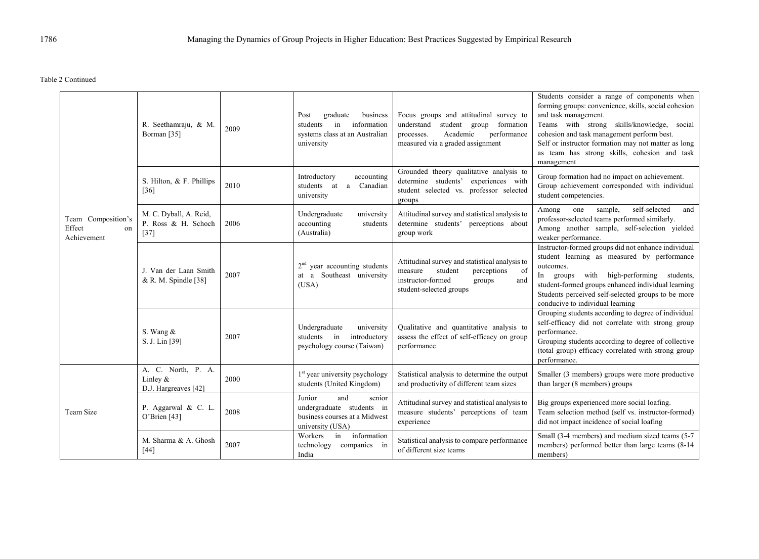Table 2 Continued

| | | | | | |
|---|---|---|---|---|---|
| Team Composition's Effect on Achievement | R. Seethamraju, & M. Borman [35] | 2009 | Post graduate business students in information systems class at an Australian university | Focus groups and attitudinal survey to understand student group formation processes. Academic performance measured via a graded assignment | Students consider a range of components when forming groups: convenience, skills, social cohesion and task management.<br>Teams with strong skills/knowledge, social cohesion and task management perform best.<br>Self or instructor formation may not matter as long as team has strong skills, cohesion and task management |
| | S. Hilton, & F. Phillips [36] | 2010 | Introductory accounting students at a Canadian university | Grounded theory qualitative analysis to determine students' experiences with student selected vs. professor selected groups | Group formation had no impact on achievement.<br>Group achievement corresponded with individual student competencies. |
| | M. C. Dyball, A. Reid, P. Ross & H. Schoch [37] | 2006 | Undergraduate university accounting students (Australia) | Attitudinal survey and statistical analysis to determine students' perceptions about group work | Among one sample, self-selected and professor-selected teams performed similarly.<br>Among another sample, self-selection yielded weaker performance. |
| | J. Van der Laan Smith & R. M. Spindle [38] | 2007 | 2nd year accounting students at a Southeast university (USA) | Attitudinal survey and statistical analysis to measure student perceptions of instructor-formed groups and student-selected groups | Instructor-formed groups did not enhance individual student learning as measured by performance outcomes.<br>In groups with high-performing students, student-formed groups enhanced individual learning<br>Students perceived self-selected groups to be more conducive to individual learning |
| | S. Wang & S. J. Lin [39] | 2007 | Undergraduate university students in introductory psychology course (Taiwan) | Qualitative and quantitative analysis to assess the effect of self-efficacy on group performance | Grouping students according to degree of individual self-efficacy did not correlate with strong group performance.<br>Grouping students according to degree of collective (total group) efficacy correlated with strong group performance. |
| Team Size | A. C. North, P. A. Linley & D.J. Hargreaves [42] | 2000 | 1st year university psychology students (United Kingdom) | Statistical analysis to determine the output and productivity of different team sizes | Smaller (3 members) groups were more productive than larger (8 members) groups |
| | P. Aggarwal & C. L. O'Brien [43] | 2008 | Junior and senior undergraduate students in business courses at a Midwest university (USA) | Attitudinal survey and statistical analysis to measure students' perceptions of team experience | Big groups experienced more social loafing.<br>Team selection method (self vs. instructor-formed) did not impact incidence of social loafing |
| | M. Sharma & A. Ghosh [44] | 2007 | Workers in information technology companies in India | Statistical analysis to compare performance of different size teams | Small (3-4 members) and medium sized teams (5-7 members) performed better than large teams (8-14 members) |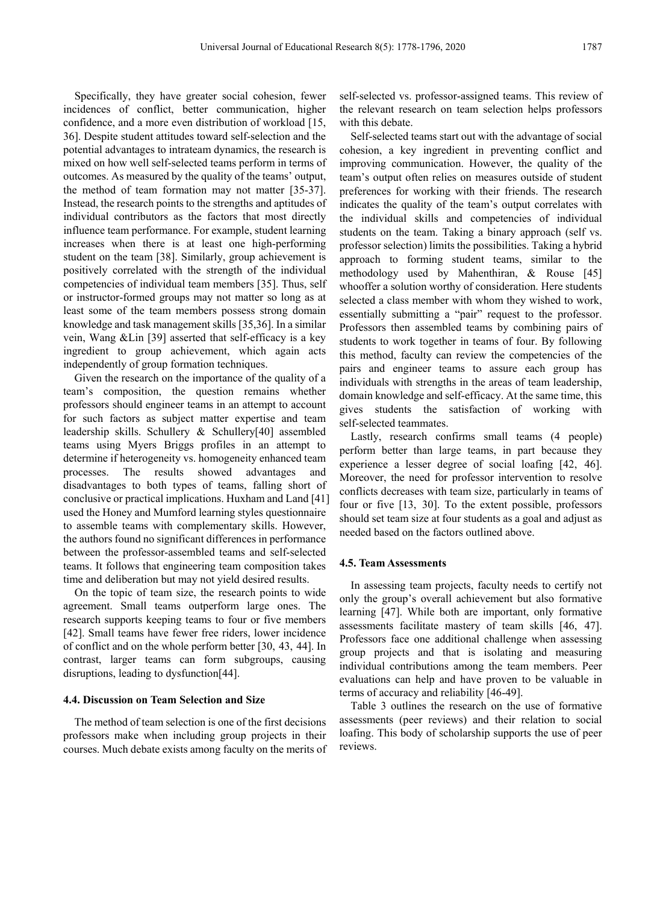Specifically, they have greater social cohesion, fewer incidences of conflict, better communication, higher confidence, and a more even distribution of workload [15, 36]. Despite student attitudes toward self-selection and the potential advantages to intrateam dynamics, the research is mixed on how well self-selected teams perform in terms of outcomes. As measured by the quality of the teams' output, the method of team formation may not matter [35-37]. Instead, the research points to the strengths and aptitudes of individual contributors as the factors that most directly influence team performance. For example, student learning increases when there is at least one high-performing student on the team [38]. Similarly, group achievement is positively correlated with the strength of the individual competencies of individual team members [35]. Thus, self or instructor-formed groups may not matter so long as at least some of the team members possess strong domain knowledge and task management skills [35,36]. In a similar vein, Wang &Lin [39] asserted that self-efficacy is a key ingredient to group achievement, which again acts independently of group formation techniques.

Given the research on the importance of the quality of a team's composition, the question remains whether professors should engineer teams in an attempt to account for such factors as subject matter expertise and team leadership skills. Schullery & Schullery[40] assembled teams using Myers Briggs profiles in an attempt to determine if heterogeneity vs. homogeneity enhanced team processes. The results showed advantages and disadvantages to both types of teams, falling short of conclusive or practical implications. Huxham and Land [41] used the Honey and Mumford learning styles questionnaire to assemble teams with complementary skills. However, the authors found no significant differences in performance between the professor-assembled teams and self-selected teams. It follows that engineering team composition takes time and deliberation but may not yield desired results.

On the topic of team size, the research points to wide agreement. Small teams outperform large ones. The research supports keeping teams to four or five members [42]. Small teams have fewer free riders, lower incidence of conflict and on the whole perform better [30, 43, 44]. In contrast, larger teams can form subgroups, causing disruptions, leading to dysfunction[44].

### 4.4. Discussion on Team Selection and Size

The method of team selection is one of the first decisions professors make when including group projects in their courses. Much debate exists among faculty on the merits of self-selected vs. professor-assigned teams. This review of the relevant research on team selection helps professors with this debate.

Self-selected teams start out with the advantage of social cohesion, a key ingredient in preventing conflict and improving communication. However, the quality of the team's output often relies on measures outside of student preferences for working with their friends. The research indicates the quality of the team's output correlates with the individual skills and competencies of individual students on the team. Taking a binary approach (self vs. professor selection) limits the possibilities. Taking a hybrid approach to forming student teams, similar to the methodology used by Mahenthiran, & Rouse [45] whooffer a solution worthy of consideration. Here students selected a class member with whom they wished to work, essentially submitting a "pair" request to the professor. Professors then assembled teams by combining pairs of students to work together in teams of four. By following this method, faculty can review the competencies of the pairs and engineer teams to assure each group has individuals with strengths in the areas of team leadership, domain knowledge and self-efficacy. At the same time, this gives students the satisfaction of working with self-selected teammates.

Lastly, research confirms small teams (4 people) perform better than large teams, in part because they experience a lesser degree of social loafing [42, 46]. Moreover, the need for professor intervention to resolve conflicts decreases with team size, particularly in teams of four or five [13, 30]. To the extent possible, professors should set team size at four students as a goal and adjust as needed based on the factors outlined above.

### 4.5. Team Assessments

In assessing team projects, faculty needs to certify not only the group's overall achievement but also formative learning [47]. While both are important, only formative assessments facilitate mastery of team skills [46, 47]. Professors face one additional challenge when assessing group projects and that is isolating and measuring individual contributions among the team members. Peer evaluations can help and have proven to be valuable in terms of accuracy and reliability [46-49].

Table 3 outlines the research on the use of formative assessments (peer reviews) and their relation to social loafing. This body of scholarship supports the use of peer reviews.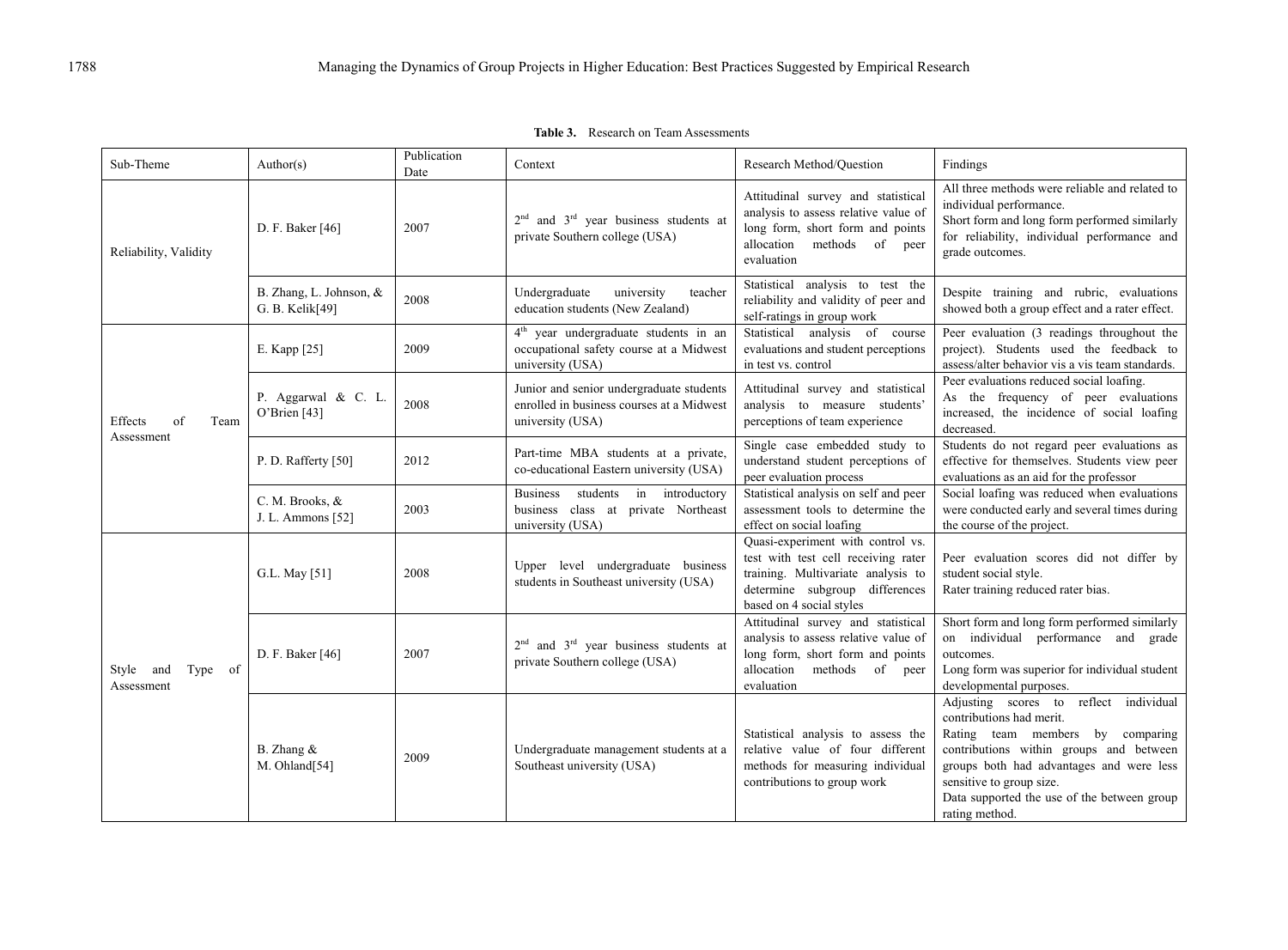**Table 3.** Research on Team Assessments

| Sub-Theme | Author(s) | Publication Date | Context | Research Method/Question | Findings |
|---|---|---|---|---|---|
| Reliability, Validity | D. F. Baker [46] | 2007 | 2nd and 3rd year business students at private Southern college (USA) | Attitudinal survey and statistical analysis to assess relative value of long form, short form and points allocation methods of peer evaluation | All three methods were reliable and related to individual performance. Short form and long form performed similarly for reliability, individual performance and grade outcomes. |
| | B. Zhang, L. Johnson, & G. B. Kelik[49] | 2008 | Undergraduate university teacher education students (New Zealand) | Statistical analysis to test the reliability and validity of peer and self-ratings in group work | Despite training and rubric, evaluations showed both a group effect and a rater effect. |
| Effects of Team Assessment | E. Kapp [25] | 2009 | 4th year undergraduate students in an occupational safety course at a Midwest university (USA) | Statistical analysis of course evaluations and student perceptions in test vs. control | Peer evaluation (3 readings throughout the project). Students used the feedback to assess/alter behavior vis a vis team standards. |
| | P. Aggarwal & C. L. O'Brien [43] | 2008 | Junior and senior undergraduate students enrolled in business courses at a Midwest university (USA) | Attitudinal survey and statistical analysis to measure students' perceptions of team experience | Peer evaluations reduced social loafing. As the frequency of peer evaluations increased, the incidence of social loafing decreased. |
| | P. D. Rafferty [50] | 2012 | Part-time MBA students at a private, co-educational Eastern university (USA) | Single case embedded study to understand student perceptions of peer evaluation process | Students do not regard peer evaluations as effective for themselves. Students view peer evaluations as an aid for the professor |
| | C. M. Brooks, & J. L. Ammons [52] | 2003 | Business students in introductory business class at private Northeast university (USA) | Statistical analysis on self and peer assessment tools to determine the effect on social loafing | Social loafing was reduced when evaluations were conducted early and several times during the course of the project. |
| Style and Type of Assessment | G.L. May [51] | 2008 | Upper level undergraduate business students in Southeast university (USA) | Quasi-experiment with control vs. test with test cell receiving rater training. Multivariate analysis to determine subgroup differences based on 4 social styles | Peer evaluation scores did not differ by student social style. Rater training reduced rater bias. |
| | D. F. Baker [46] | 2007 | 2nd and 3rd year business students at private Southern college (USA) | Attitudinal survey and statistical analysis to assess relative value of long form, short form and points allocation methods of peer evaluation | Short form and long form performed similarly on individual performance and grade outcomes. Long form was superior for individual student developmental purposes. |
| | B. Zhang & M. Ohland[54] | 2009 | Undergraduate management students at a Southeast university (USA) | Statistical analysis to assess the relative value of four different methods for measuring individual contributions to group work | Adjusting scores to reflect individual contributions had merit. Rating team members by comparing contributions within groups and between groups both had advantages and were less sensitive to group size. Data supported the use of the between group rating method. |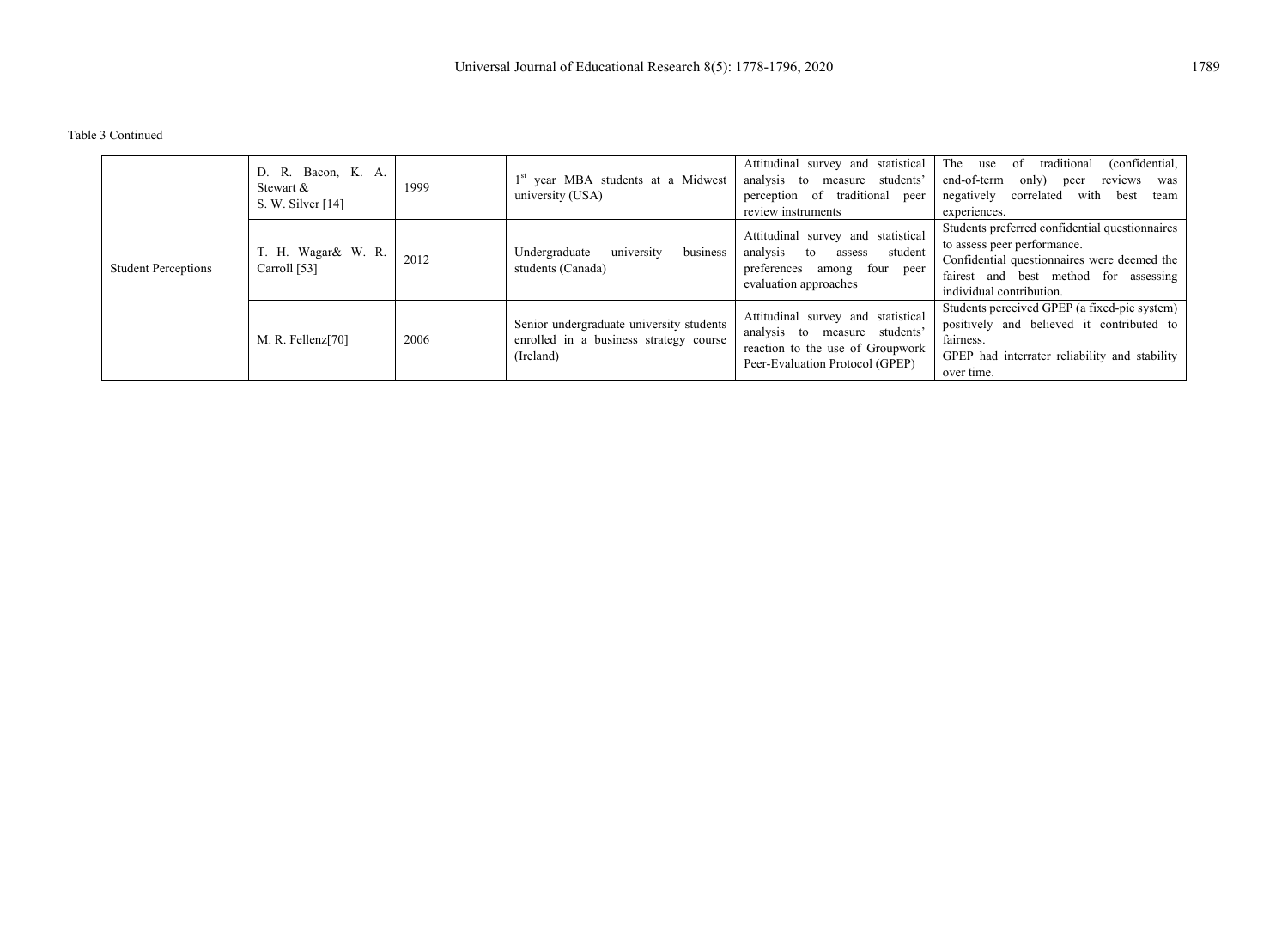Table 3 Continued

| | | | | | |
|---|---|---|---|---|---|
| Student Perceptions | D. R. Bacon, K. A. Stewart & S. W. Silver [14] | 1999 | 1st year MBA students at a Midwest university (USA) | Attitudinal survey and statistical analysis to measure students' perception of traditional peer review instruments | The use of traditional (confidential, end-of-term only) peer reviews was negatively correlated with best team experiences. |
| | T. H. Wagar& W. R. Carroll [53] | 2012 | Undergraduate university business students (Canada) | Attitudinal survey and statistical analysis to assess student preferences among four peer evaluation approaches | Students preferred confidential questionnaires to assess peer performance. Confidential questionnaires were deemed the fairest and best method for assessing individual contribution. |
| | M. R. Fellenz[70] | 2006 | Senior undergraduate university students enrolled in a business strategy course (Ireland) | Attitudinal survey and statistical analysis to measure students' reaction to the use of Groupwork Peer-Evaluation Protocol (GPEP) | Students perceived GPEP (a fixed-pie system) positively and believed it contributed to fairness. GPEP had interrater reliability and stability over time. |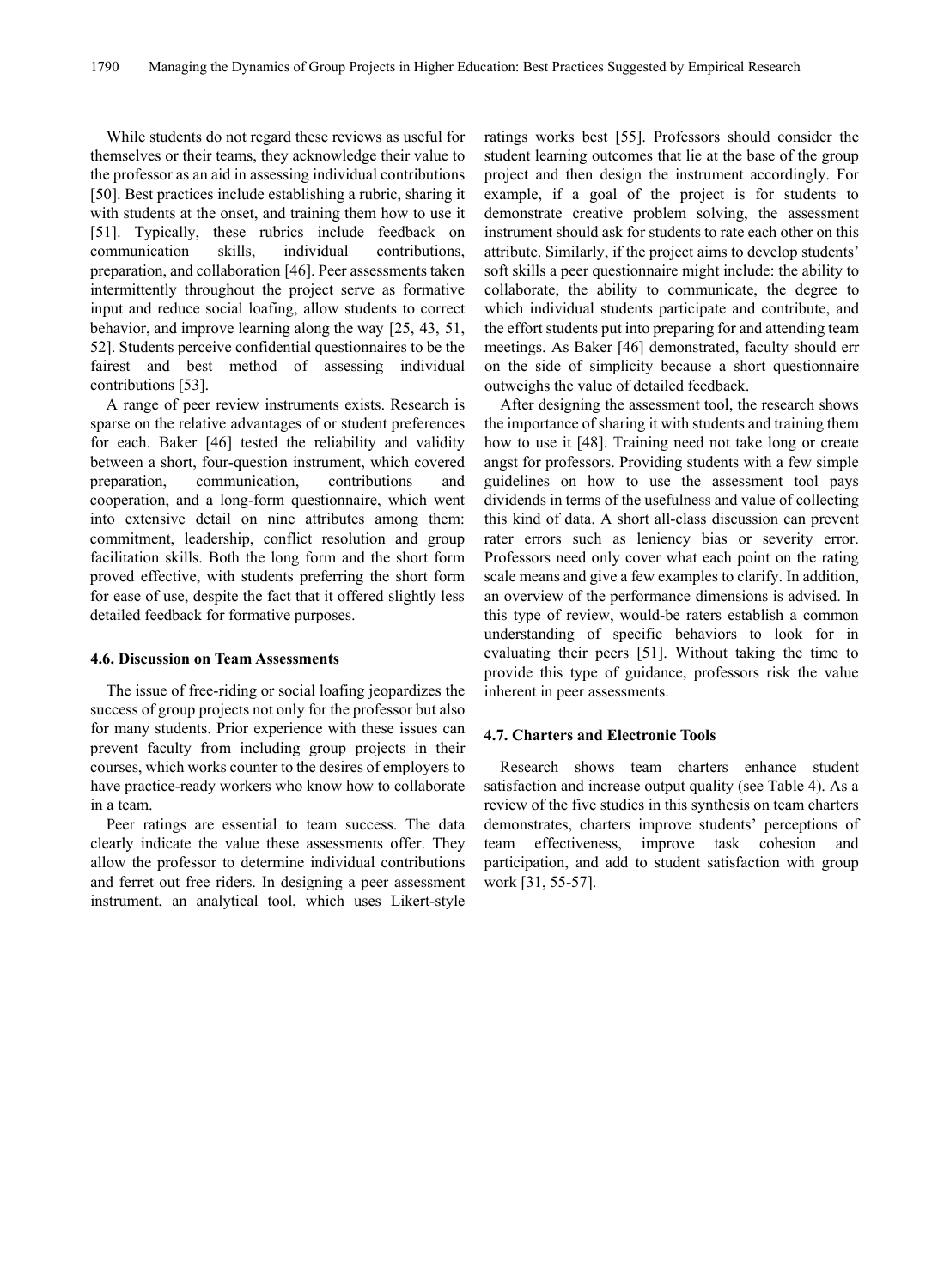While students do not regard these reviews as useful for themselves or their teams, they acknowledge their value to the professor as an aid in assessing individual contributions [50]. Best practices include establishing a rubric, sharing it with students at the onset, and training them how to use it [51]. Typically, these rubrics include feedback on communication skills, individual contributions, preparation, and collaboration [46]. Peer assessments taken intermittently throughout the project serve as formative input and reduce social loafing, allow students to correct behavior, and improve learning along the way [25, 43, 51, 52]. Students perceive confidential questionnaires to be the fairest and best method of assessing individual contributions [53].

A range of peer review instruments exists. Research is sparse on the relative advantages of or student preferences for each. Baker [46] tested the reliability and validity between a short, four-question instrument, which covered preparation, communication, contributions and cooperation, and a long-form questionnaire, which went into extensive detail on nine attributes among them: commitment, leadership, conflict resolution and group facilitation skills. Both the long form and the short form proved effective, with students preferring the short form for ease of use, despite the fact that it offered slightly less detailed feedback for formative purposes.

### 4.6. Discussion on Team Assessments

The issue of free-riding or social loafing jeopardizes the success of group projects not only for the professor but also for many students. Prior experience with these issues can prevent faculty from including group projects in their courses, which works counter to the desires of employers to have practice-ready workers who know how to collaborate in a team.

Peer ratings are essential to team success. The data clearly indicate the value these assessments offer. They allow the professor to determine individual contributions and ferret out free riders. In designing a peer assessment instrument, an analytical tool, which uses Likert-style ratings works best [55]. Professors should consider the student learning outcomes that lie at the base of the group project and then design the instrument accordingly. For example, if a goal of the project is for students to demonstrate creative problem solving, the assessment instrument should ask for students to rate each other on this attribute. Similarly, if the project aims to develop students' soft skills a peer questionnaire might include: the ability to collaborate, the ability to communicate, the degree to which individual students participate and contribute, and the effort students put into preparing for and attending team meetings. As Baker [46] demonstrated, faculty should err on the side of simplicity because a short questionnaire outweighs the value of detailed feedback.

After designing the assessment tool, the research shows the importance of sharing it with students and training them how to use it [48]. Training need not take long or create angst for professors. Providing students with a few simple guidelines on how to use the assessment tool pays dividends in terms of the usefulness and value of collecting this kind of data. A short all-class discussion can prevent rater errors such as leniency bias or severity error. Professors need only cover what each point on the rating scale means and give a few examples to clarify. In addition, an overview of the performance dimensions is advised. In this type of review, would-be raters establish a common understanding of specific behaviors to look for in evaluating their peers [51]. Without taking the time to provide this type of guidance, professors risk the value inherent in peer assessments.

### 4.7. Charters and Electronic Tools

Research shows team charters enhance student satisfaction and increase output quality (see Table 4). As a review of the five studies in this synthesis on team charters demonstrates, charters improve students' perceptions of team effectiveness, improve task cohesion and participation, and add to student satisfaction with group work [31, 55-57].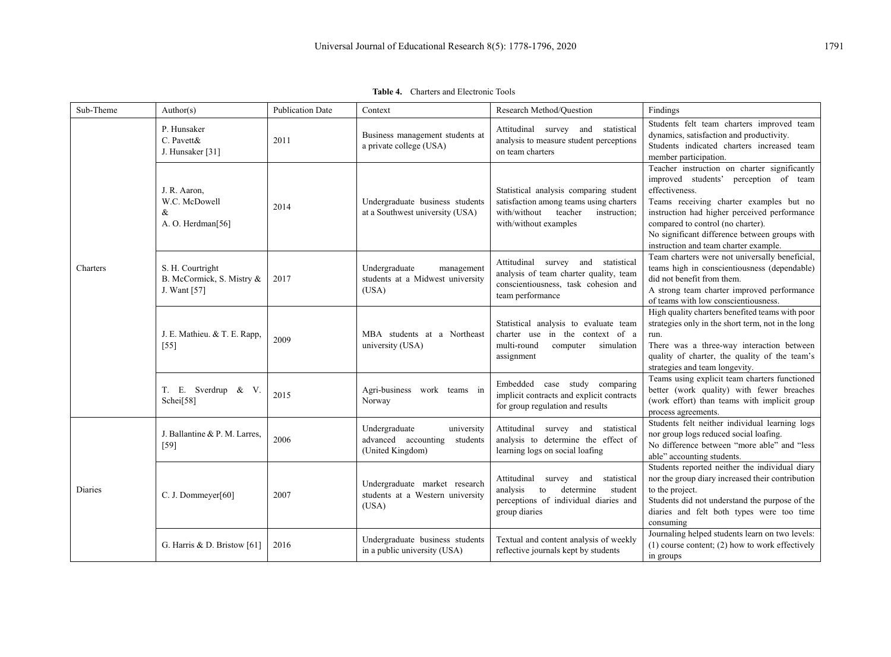**Table 4.** Charters and Electronic Tools

| Sub-Theme | Author(s) | Publication Date | Context | Research Method/Question | Findings |
|---|---|---|---|---|---|
| Charters | P. Hunsaker C. Pavett& J. Hunsaker [31] | 2011 | Business management students at a private college (USA) | Attitudinal survey and statistical analysis to measure student perceptions on team charters | Students felt team charters improved team dynamics, satisfaction and productivity. Students indicated charters increased team member participation. |
| | J. R. Aaron, W.C. McDowell & A. O. Herdman[56] | 2014 | Undergraduate business students at a Southwest university (USA) | Statistical analysis comparing student satisfaction among teams using charters with/without teacher instruction; with/without examples | Teacher instruction on charter significantly improved students' perception of team effectiveness. Teams receiving charter examples but no instruction had higher perceived performance compared to control (no charter). No significant difference between groups with instruction and team charter example. |
| | S. H. Courtright B. McCormick, S. Mistry & J. Want [57] | 2017 | Undergraduate management students at a Midwest university (USA) | Attitudinal survey and statistical analysis of team charter quality, team conscientiousness, task cohesion and team performance | Team charters were not universally beneficial, teams high in conscientiousness (dependable) did not benefit from them. A strong team charter improved performance of teams with low conscientiousness. |
| | J. E. Mathieu. & T. E. Rapp, [55] | 2009 | MBA students at a Northeast university (USA) | Statistical analysis to evaluate team charter use in the context of a multi-round computer simulation assignment | High quality charters benefited teams with poor strategies only in the short term, not in the long run. There was a three-way interaction between quality of charter, the quality of the team's strategies and team longevity. |
| | T. E. Sverdrup & V. Schei[58] | 2015 | Agri-business work teams in Norway | Embedded case study comparing implicit contracts and explicit contracts for group regulation and results | Teams using explicit team charters functioned better (work quality) with fewer breaches (work effort) than teams with implicit group process agreements. |
| Diaries | J. Ballantine & P. M. Larres, [59] | 2006 | Undergraduate university advanced accounting students (United Kingdom) | Attitudinal survey and statistical analysis to determine the effect of learning logs on social loafing | Students felt neither individual learning logs nor group logs reduced social loafing. No difference between "more able" and "less able" accounting students. |
| | C. J. Dommeyer[60] | 2007 | Undergraduate market research students at a Western university (USA) | Attitudinal survey and statistical analysis to determine student perceptions of individual diaries and group diaries | Students reported neither the individual diary nor the group diary increased their contribution to the project. Students did not understand the purpose of the diaries and felt both types were too time consuming |
| | G. Harris & D. Bristow [61] | 2016 | Undergraduate business students in a public university (USA) | Textual and content analysis of weekly reflective journals kept by students | Journaling helped students learn on two levels: (1) course content; (2) how to work effectively in groups |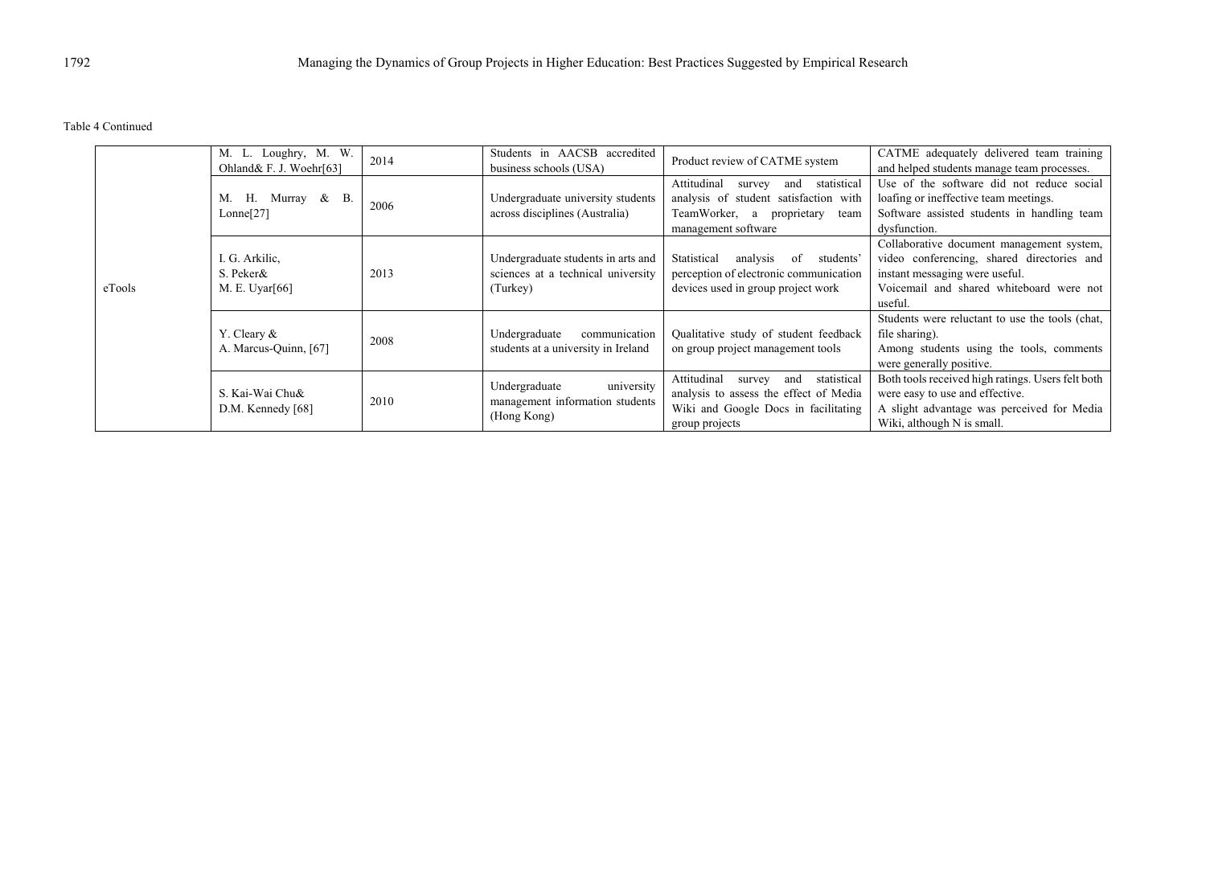Table 4 Continued

| | | | | | |
|---|---|---|---|---|---|
| eTools | M. L. Loughry, M. W. Ohland& F. J. Woehr[63] | 2014 | Students in AACSB accredited business schools (USA) | Product review of CATME system | CATME adequately delivered team training and helped students manage team processes. |
| | M. H. Murray & B. Lonne[27] | 2006 | Undergraduate university students across disciplines (Australia) | Attitudinal survey and statistical analysis of student satisfaction with TeamWorker, a proprietary team management software | Use of the software did not reduce social loafing or ineffective team meetings. Software assisted students in handling team dysfunction. |
| | I. G. Arkilic, S. Peker& M. E. Uyar[66] | 2013 | Undergraduate students in arts and sciences at a technical university (Turkey) | Statistical analysis of students' perception of electronic communication devices used in group project work | Collaborative document management system, video conferencing, shared directories and instant messaging were useful. Voicemail and shared whiteboard were not useful. |
| | Y. Cleary & A. Marcus-Quinn, [67] | 2008 | Undergraduate communication students at a university in Ireland | Qualitative study of student feedback on group project management tools | Students were reluctant to use the tools (chat, file sharing). Among students using the tools, comments were generally positive. |
| | S. Kai-Wai Chu& D.M. Kennedy [68] | 2010 | Undergraduate university management information students (Hong Kong) | Attitudinal survey and statistical analysis to assess the effect of Media Wiki and Google Docs in facilitating group projects | Both tools received high ratings. Users felt both were easy to use and effective. A slight advantage was perceived for Media Wiki, although N is small. |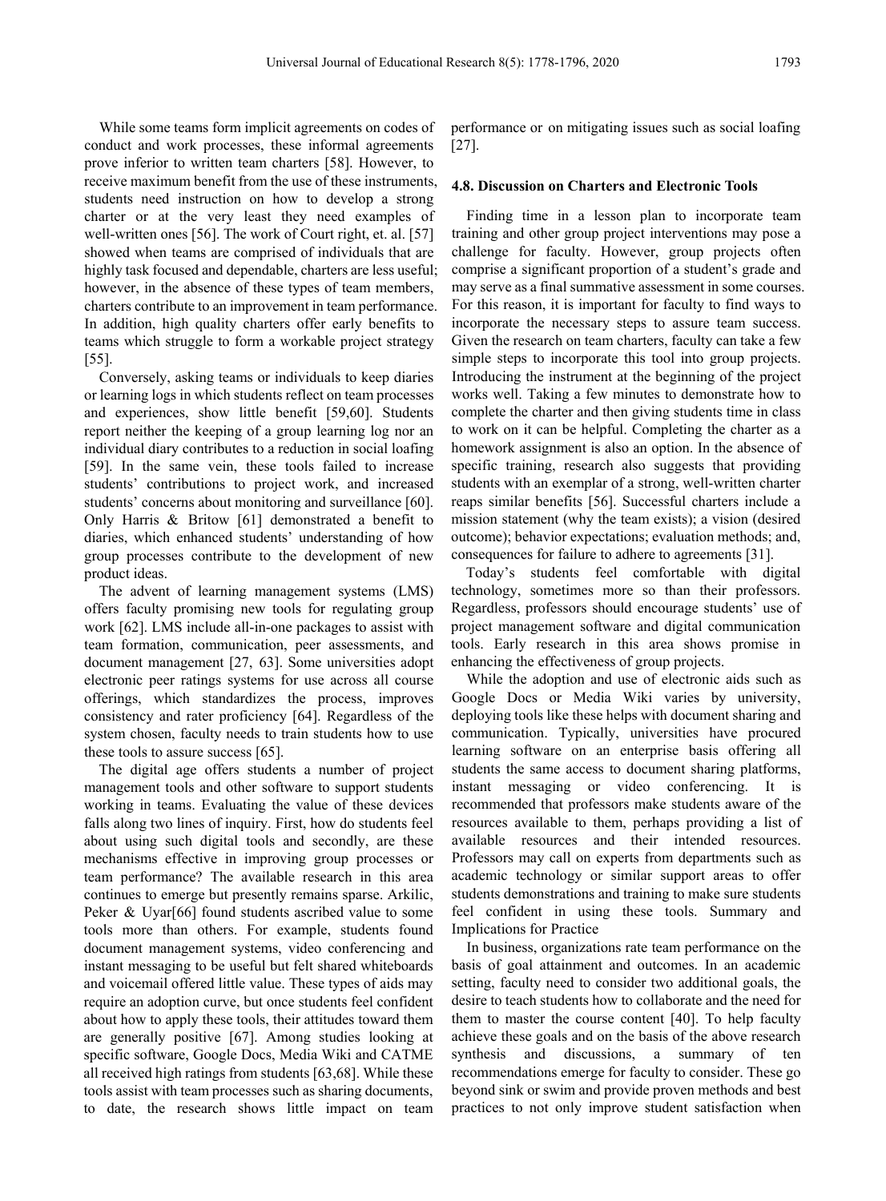While some teams form implicit agreements on codes of conduct and work processes, these informal agreements prove inferior to written team charters [58]. However, to receive maximum benefit from the use of these instruments, students need instruction on how to develop a strong charter or at the very least they need examples of well-written ones [56]. The work of Court right, et. al. [57] showed when teams are comprised of individuals that are highly task focused and dependable, charters are less useful; however, in the absence of these types of team members, charters contribute to an improvement in team performance. In addition, high quality charters offer early benefits to teams which struggle to form a workable project strategy [55].

Conversely, asking teams or individuals to keep diaries or learning logs in which students reflect on team processes and experiences, show little benefit [59,60]. Students report neither the keeping of a group learning log nor an individual diary contributes to a reduction in social loafing [59]. In the same vein, these tools failed to increase students' contributions to project work, and increased students' concerns about monitoring and surveillance [60]. Only Harris & Britow [61] demonstrated a benefit to diaries, which enhanced students' understanding of how group processes contribute to the development of new product ideas.

The advent of learning management systems (LMS) offers faculty promising new tools for regulating group work [62]. LMS include all-in-one packages to assist with team formation, communication, peer assessments, and document management [27, 63]. Some universities adopt electronic peer ratings systems for use across all course offerings, which standardizes the process, improves consistency and rater proficiency [64]. Regardless of the system chosen, faculty needs to train students how to use these tools to assure success [65].

The digital age offers students a number of project management tools and other software to support students working in teams. Evaluating the value of these devices falls along two lines of inquiry. First, how do students feel about using such digital tools and secondly, are these mechanisms effective in improving group processes or team performance? The available research in this area continues to emerge but presently remains sparse. Arkilic, Peker & Uyar[66] found students ascribed value to some tools more than others. For example, students found document management systems, video conferencing and instant messaging to be useful but felt shared whiteboards and voicemail offered little value. These types of aids may require an adoption curve, but once students feel confident about how to apply these tools, their attitudes toward them are generally positive [67]. Among studies looking at specific software, Google Docs, Media Wiki and CATME all received high ratings from students [63,68]. While these tools assist with team processes such as sharing documents, to date, the research shows little impact on team performance or on mitigating issues such as social loafing [27].

### 4.8. Discussion on Charters and Electronic Tools

Finding time in a lesson plan to incorporate team training and other group project interventions may pose a challenge for faculty. However, group projects often comprise a significant proportion of a student's grade and may serve as a final summative assessment in some courses. For this reason, it is important for faculty to find ways to incorporate the necessary steps to assure team success. Given the research on team charters, faculty can take a few simple steps to incorporate this tool into group projects. Introducing the instrument at the beginning of the project works well. Taking a few minutes to demonstrate how to complete the charter and then giving students time in class to work on it can be helpful. Completing the charter as a homework assignment is also an option. In the absence of specific training, research also suggests that providing students with an exemplar of a strong, well-written charter reaps similar benefits [56]. Successful charters include a mission statement (why the team exists); a vision (desired outcome); behavior expectations; evaluation methods; and, consequences for failure to adhere to agreements [31].

Today's students feel comfortable with digital technology, sometimes more so than their professors. Regardless, professors should encourage students' use of project management software and digital communication tools. Early research in this area shows promise in enhancing the effectiveness of group projects.

While the adoption and use of electronic aids such as Google Docs or Media Wiki varies by university, deploying tools like these helps with document sharing and communication. Typically, universities have procured learning software on an enterprise basis offering all students the same access to document sharing platforms, instant messaging or video conferencing. It is recommended that professors make students aware of the resources available to them, perhaps providing a list of available resources and their intended resources. Professors may call on experts from departments such as academic technology or similar support areas to offer students demonstrations and training to make sure students feel confident in using these tools. Summary and Implications for Practice

In business, organizations rate team performance on the basis of goal attainment and outcomes. In an academic setting, faculty need to consider two additional goals, the desire to teach students how to collaborate and the need for them to master the course content [40]. To help faculty achieve these goals and on the basis of the above research synthesis and discussions, a summary of ten recommendations emerge for faculty to consider. These go beyond sink or swim and provide proven methods and best practices to not only improve student satisfaction when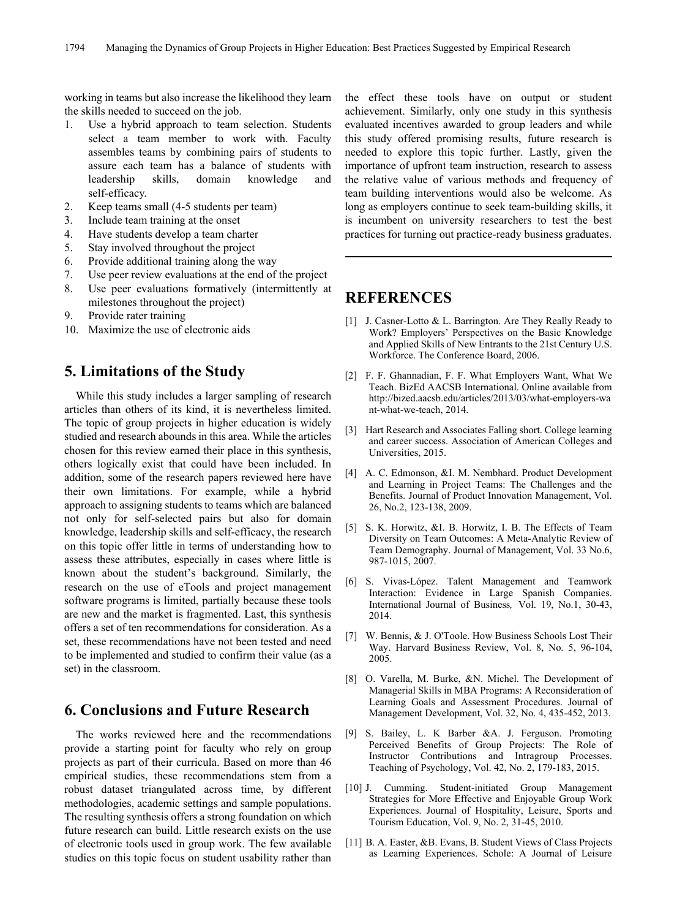working in teams but also increase the likelihood they learn the skills needed to succeed on the job.

1. Use a hybrid approach to team selection. Students select a team member to work with. Faculty assembles teams by combining pairs of students to assure each team has a balance of students with leadership skills, domain knowledge and self-efficacy.
2. Keep teams small (4-5 students per team)
3. Include team training at the onset
4. Have students develop a team charter
5. Stay involved throughout the project
6. Provide additional training along the way
7. Use peer review evaluations at the end of the project
8. Use peer evaluations formatively (intermittently at milestones throughout the project)
9. Provide rater training
10. Maximize the use of electronic aids

## 5. Limitations of the Study

While this study includes a larger sampling of research articles than others of its kind, it is nevertheless limited. The topic of group projects in higher education is widely studied and research abounds in this area. While the articles chosen for this review earned their place in this synthesis, others logically exist that could have been included. In addition, some of the research papers reviewed here have their own limitations. For example, while a hybrid approach to assigning students to teams which are balanced not only for self-selected pairs but also for domain knowledge, leadership skills and self-efficacy, the research on this topic offer little in terms of understanding how to assess these attributes, especially in cases where little is known about the student's background. Similarly, the research on the use of eTools and project management software programs is limited, partially because these tools are new and the market is fragmented. Last, this synthesis offers a set of ten recommendations for consideration. As a set, these recommendations have not been tested and need to be implemented and studied to confirm their value (as a set) in the classroom.

## 6. Conclusions and Future Research

The works reviewed here and the recommendations provide a starting point for faculty who rely on group projects as part of their curricula. Based on more than 46 empirical studies, these recommendations stem from a robust dataset triangulated across time, by different methodologies, academic settings and sample populations. The resulting synthesis offers a strong foundation on which future research can build. Little research exists on the use of electronic tools used in group work. The few available studies on this topic focus on student usability rather than the effect these tools have on output or student achievement. Similarly, only one study in this synthesis evaluated incentives awarded to group leaders and while this study offered promising results, future research is needed to explore this topic further. Lastly, given the importance of upfront team instruction, research to assess the relative value of various methods and frequency of team building interventions would also be welcome. As long as employers continue to seek team-building skills, it is incumbent on university researchers to test the best practices for turning out practice-ready business graduates.

## REFERENCES

[1] J. Casner-Lotto & L. Barrington. Are They Really Ready to Work? Employers' Perspectives on the Basic Knowledge and Applied Skills of New Entrants to the 21st Century U.S. Workforce. The Conference Board, 2006.

[2] F. F. Ghannadian, F. F. What Employers Want, What We Teach. BizEd AACSB International. Online available from http://bized.aacsb.edu/articles/2013/03/what-employers-want-what-we-teach, 2014.

[3] Hart Research and Associates Falling short. College learning and career success. Association of American Colleges and Universities, 2015.

[4] A. C. Edmonson, &I. M. Nembhard. Product Development and Learning in Project Teams: The Challenges and the Benefits. Journal of Product Innovation Management, Vol. 26, No.2, 123-138, 2009.

[5] S. K. Horwitz, &I. B. Horwitz, I. B. The Effects of Team Diversity on Team Outcomes: A Meta-Analytic Review of Team Demography. Journal of Management, Vol. 33 No.6, 987-1015, 2007.

[6] S. Vivas-López. Talent Management and Teamwork Interaction: Evidence in Large Spanish Companies. International Journal of Business*,* Vol. 19, No.1, 30-43, 2014.

[7] W. Bennis, & J. O'Toole. How Business Schools Lost Their Way. Harvard Business Review, Vol. 8, No. 5, 96-104, 2005.

[8] O. Varella, M. Burke, &N. Michel. The Development of Managerial Skills in MBA Programs: A Reconsideration of Learning Goals and Assessment Procedures. Journal of Management Development, Vol. 32, No. 4, 435-452, 2013.

[9] S. Bailey, L. K Barber &A. J. Ferguson. Promoting Perceived Benefits of Group Projects: The Role of Instructor Contributions and Intragroup Processes. Teaching of Psychology, Vol. 42, No. 2, 179-183, 2015.

[10] J. Cumming. Student-initiated Group Management Strategies for More Effective and Enjoyable Group Work Experiences. Journal of Hospitality, Leisure, Sports and Tourism Education, Vol. 9, No. 2, 31-45, 2010.

[11] B. A. Easter, &B. Evans, B. Student Views of Class Projects as Learning Experiences. Schole: A Journal of Leisure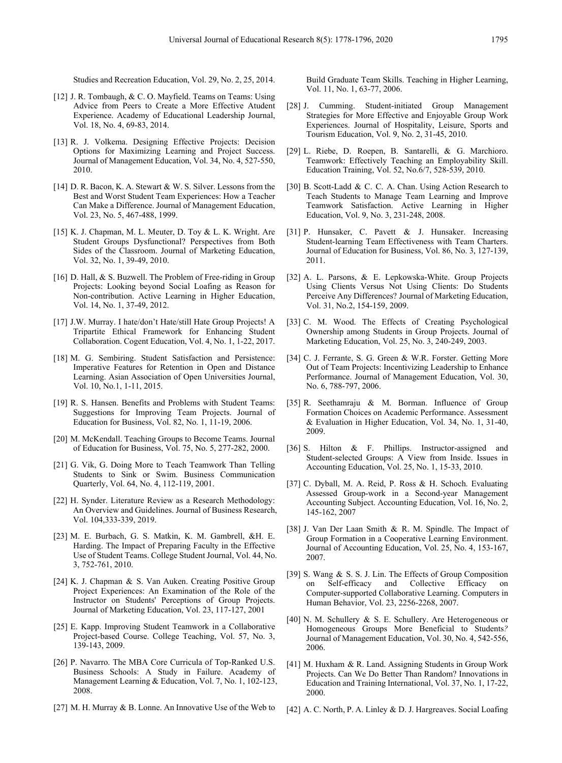Studies and Recreation Education, Vol. 29, No. 2, 25, 2014.

[12] J. R. Tombaugh, & C. O. Mayfield. Teams on Teams: Using Advice from Peers to Create a More Effective Atudent Experience. Academy of Educational Leadership Journal, Vol. 18, No. 4, 69-83, 2014.

[13] R. J. Volkema. Designing Effective Projects: Decision Options for Maximizing Learning and Project Success. Journal of Management Education, Vol. 34, No. 4, 527-550, 2010.

[14] D. R. Bacon, K. A. Stewart & W. S. Silver. Lessons from the Best and Worst Student Team Experiences: How a Teacher Can Make a Difference. Journal of Management Education, Vol. 23, No. 5, 467-488, 1999.

[15] K. J. Chapman, M. L. Meuter, D. Toy & L. K. Wright. Are Student Groups Dysfunctional? Perspectives from Both Sides of the Classroom. Journal of Marketing Education, Vol. 32, No. 1, 39-49, 2010.

[16] D. Hall, & S. Buzwell. The Problem of Free-riding in Group Projects: Looking beyond Social Loafing as Reason for Non-contribution. Active Learning in Higher Education, Vol. 14, No. 1, 37-49, 2012.

[17] J.W. Murray. I hate/don't Hate/still Hate Group Projects! A Tripartite Ethical Framework for Enhancing Student Collaboration. Cogent Education, Vol. 4, No. 1, 1-22, 2017.

[18] M. G. Sembiring. Student Satisfaction and Persistence: Imperative Features for Retention in Open and Distance Learning. Asian Association of Open Universities Journal, Vol. 10, No.1, 1-11, 2015.

[19] R. S. Hansen. Benefits and Problems with Student Teams: Suggestions for Improving Team Projects. Journal of Education for Business, Vol. 82, No. 1, 11-19, 2006.

[20] M. McKendall. Teaching Groups to Become Teams. Journal of Education for Business, Vol. 75, No. 5, 277-282, 2000.

[21] G. Vik, G. Doing More to Teach Teamwork Than Telling Students to Sink or Swim. Business Communication Quarterly, Vol. 64, No. 4, 112-119, 2001.

[22] H. Synder. Literature Review as a Research Methodology: An Overview and Guidelines. Journal of Business Research, Vol. 104,333-339, 2019.

[23] M. E. Burbach, G. S. Matkin, K. M. Gambrell, &H. E. Harding. The Impact of Preparing Faculty in the Effective Use of Student Teams. College Student Journal, Vol. 44, No. 3, 752-761, 2010.

[24] K. J. Chapman & S. Van Auken. Creating Positive Group Project Experiences: An Examination of the Role of the Instructor on Students' Perceptions of Group Projects. Journal of Marketing Education, Vol. 23, 117-127, 2001

[25] E. Kapp. Improving Student Teamwork in a Collaborative Project-based Course. College Teaching, Vol. 57, No. 3, 139-143, 2009.

[26] P. Navarro. The MBA Core Curricula of Top-Ranked U.S. Business Schools: A Study in Failure. Academy of Management Learning & Education, Vol. 7, No. 1, 102-123, 2008.

[27] M. H. Murray & B. Lonne. An Innovative Use of the Web to Build Graduate Team Skills. Teaching in Higher Learning, Vol. 11, No. 1, 63-77, 2006.

[28] J. Cumming. Student-initiated Group Management Strategies for More Effective and Enjoyable Group Work Experiences. Journal of Hospitality, Leisure, Sports and Tourism Education, Vol. 9, No. 2, 31-45, 2010.

[29] L. Riebe, D. Roepen, B. Santarelli, & G. Marchioro. Teamwork: Effectively Teaching an Employability Skill. Education Training, Vol. 52, No.6/7, 528-539, 2010.

[30] B. Scott-Ladd & C. C. A. Chan. Using Action Research to Teach Students to Manage Team Learning and Improve Teamwork Satisfaction. Active Learning in Higher Education, Vol. 9, No. 3, 231-248, 2008.

[31] P. Hunsaker, C. Pavett & J. Hunsaker. Increasing Student-learning Team Effectiveness with Team Charters. Journal of Education for Business, Vol. 86, No. 3, 127-139, 2011.

[32] A. L. Parsons, & E. Lepkowska-White. Group Projects Using Clients Versus Not Using Clients: Do Students Perceive Any Differences? Journal of Marketing Education, Vol. 31, No.2, 154-159, 2009.

[33] C. M. Wood. The Effects of Creating Psychological Ownership among Students in Group Projects. Journal of Marketing Education, Vol. 25, No. 3, 240-249, 2003.

[34] C. J. Ferrante, S. G. Green & W.R. Forster. Getting More Out of Team Projects: Incentivizing Leadership to Enhance Performance. Journal of Management Education, Vol. 30, No. 6, 788-797, 2006.

[35] R. Seethamraju & M. Borman. Influence of Group Formation Choices on Academic Performance. Assessment & Evaluation in Higher Education, Vol. 34, No. 1, 31-40, 2009.

[36] S. Hilton & F. Phillips. Instructor-assigned and Student-selected Groups: A View from Inside. Issues in Accounting Education, Vol. 25, No. 1, 15-33, 2010.

[37] C. Dyball, M. A. Reid, P. Ross & H. Schoch. Evaluating Assessed Group-work in a Second-year Management Accounting Subject. Accounting Education, Vol. 16, No. 2, 145-162, 2007

[38] J. Van Der Laan Smith & R. M. Spindle. The Impact of Group Formation in a Cooperative Learning Environment. Journal of Accounting Education, Vol. 25, No. 4, 153-167, 2007.

[39] S. Wang & S. S. J. Lin. The Effects of Group Composition on Self-efficacy and Collective Efficacy on Computer-supported Collaborative Learning. Computers in Human Behavior, Vol. 23, 2256-2268, 2007.

[40] N. M. Schullery & S. E. Schullery. Are Heterogeneous or Homogeneous Groups More Beneficial to Students? Journal of Management Education, Vol. 30, No. 4, 542-556, 2006.

[41] M. Huxham & R. Land. Assigning Students in Group Work Projects. Can We Do Better Than Random? Innovations in Education and Training International, Vol. 37, No. 1, 17-22, 2000.

[42] A. C. North, P. A. Linley & D. J. Hargreaves. Social Loafing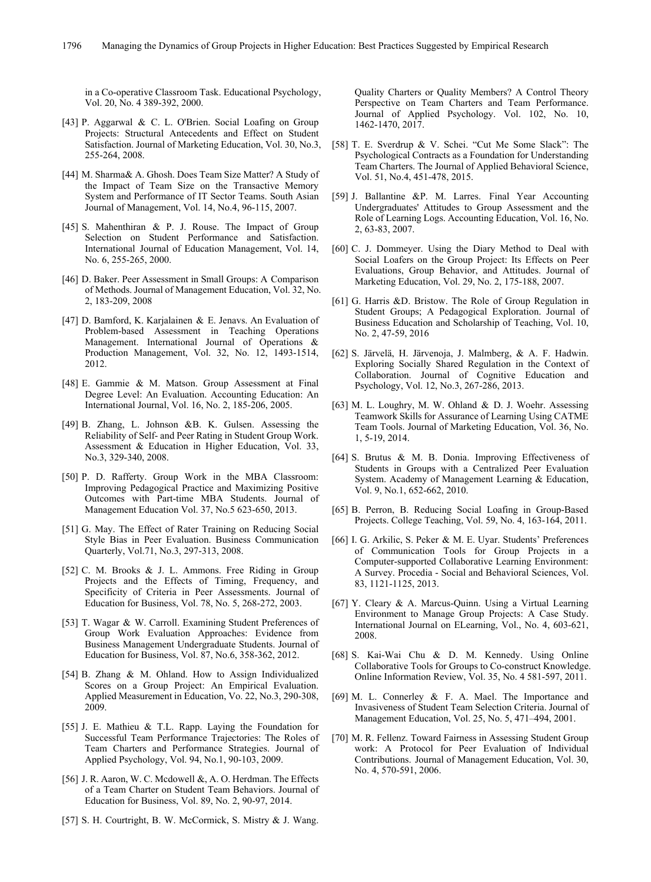in a Co-operative Classroom Task. Educational Psychology, Vol. 20, No. 4 389-392, 2000.

[43] P. Aggarwal & C. L. O'Brien. Social Loafing on Group Projects: Structural Antecedents and Effect on Student Satisfaction. Journal of Marketing Education, Vol. 30, No.3, 255-264, 2008.

[44] M. Sharma& A. Ghosh. Does Team Size Matter? A Study of the Impact of Team Size on the Transactive Memory System and Performance of IT Sector Teams. South Asian Journal of Management, Vol. 14, No.4, 96-115, 2007.

[45] S. Mahenthiran & P. J. Rouse. The Impact of Group Selection on Student Performance and Satisfaction. International Journal of Education Management, Vol. 14, No. 6, 255-265, 2000.

[46] D. Baker. Peer Assessment in Small Groups: A Comparison of Methods. Journal of Management Education, Vol. 32, No. 2, 183-209, 2008

[47] D. Bamford, K. Karjalainen & E. Jenavs. An Evaluation of Problem-based Assessment in Teaching Operations Management. International Journal of Operations & Production Management, Vol. 32, No. 12, 1493-1514, 2012.

[48] E. Gammie & M. Matson. Group Assessment at Final Degree Level: An Evaluation. Accounting Education: An International Journal, Vol. 16, No. 2, 185-206, 2005.

[49] B. Zhang, L. Johnson &B. K. Gulsen. Assessing the Reliability of Self- and Peer Rating in Student Group Work. Assessment & Education in Higher Education, Vol. 33, No.3, 329-340, 2008.

[50] P. D. Rafferty. Group Work in the MBA Classroom: Improving Pedagogical Practice and Maximizing Positive Outcomes with Part-time MBA Students. Journal of Management Education Vol. 37, No.5 623-650, 2013.

[51] G. May. The Effect of Rater Training on Reducing Social Style Bias in Peer Evaluation. Business Communication Quarterly, Vol.71, No.3, 297-313, 2008.

[52] C. M. Brooks & J. L. Ammons. Free Riding in Group Projects and the Effects of Timing, Frequency, and Specificity of Criteria in Peer Assessments. Journal of Education for Business, Vol. 78, No. 5, 268-272, 2003.

[53] T. Wagar & W. Carroll. Examining Student Preferences of Group Work Evaluation Approaches: Evidence from Business Management Undergraduate Students. Journal of Education for Business, Vol. 87, No.6, 358-362, 2012.

[54] B. Zhang & M. Ohland. How to Assign Individualized Scores on a Group Project: An Empirical Evaluation. Applied Measurement in Education, Vo. 22, No.3, 290-308, 2009.

[55] J. E. Mathieu & T.L. Rapp. Laying the Foundation for Successful Team Performance Trajectories: The Roles of Team Charters and Performance Strategies. Journal of Applied Psychology, Vol. 94, No.1, 90-103, 2009.

[56] J. R. Aaron, W. C. Mcdowell &, A. O. Herdman. The Effects of a Team Charter on Student Team Behaviors. Journal of Education for Business, Vol. 89, No. 2, 90-97, 2014.

[57] S. H. Courtright, B. W. McCormick, S. Mistry & J. Wang. Quality Charters or Quality Members? A Control Theory Perspective on Team Charters and Team Performance. Journal of Applied Psychology. Vol. 102, No. 10, 1462-1470, 2017.

[58] T. E. Sverdrup & V. Schei. "Cut Me Some Slack": The Psychological Contracts as a Foundation for Understanding Team Charters. The Journal of Applied Behavioral Science, Vol. 51, No.4, 451-478, 2015.

[59] J. Ballantine &P. M. Larres. Final Year Accounting Undergraduates' Attitudes to Group Assessment and the Role of Learning Logs. Accounting Education, Vol. 16, No. 2, 63-83, 2007.

[60] C. J. Dommeyer. Using the Diary Method to Deal with Social Loafers on the Group Project: Its Effects on Peer Evaluations, Group Behavior, and Attitudes. Journal of Marketing Education, Vol. 29, No. 2, 175-188, 2007.

[61] G. Harris &D. Bristow. The Role of Group Regulation in Student Groups; A Pedagogical Exploration. Journal of Business Education and Scholarship of Teaching, Vol. 10, No. 2, 47-59, 2016

[62] S. Järvelä, H. Järvenoja, J. Malmberg, & A. F. Hadwin. Exploring Socially Shared Regulation in the Context of Collaboration. Journal of Cognitive Education and Psychology, Vol. 12, No.3, 267-286, 2013.

[63] M. L. Loughry, M. W. Ohland & D. J. Woehr. Assessing Teamwork Skills for Assurance of Learning Using CATME Team Tools. Journal of Marketing Education, Vol. 36, No. 1, 5-19, 2014.

[64] S. Brutus & M. B. Donia. Improving Effectiveness of Students in Groups with a Centralized Peer Evaluation System. Academy of Management Learning & Education, Vol. 9, No.1, 652-662, 2010.

[65] B. Perron, B. Reducing Social Loafing in Group-Based Projects. College Teaching, Vol. 59, No. 4, 163-164, 2011.

[66] I. G. Arkilic, S. Peker & M. E. Uyar. Students' Preferences of Communication Tools for Group Projects in a Computer-supported Collaborative Learning Environment: A Survey. Procedia - Social and Behavioral Sciences, Vol. 83, 1121-1125, 2013.

[67] Y. Cleary & A. Marcus-Quinn. Using a Virtual Learning Environment to Manage Group Projects: A Case Study. International Journal on ELearning, Vol., No. 4, 603-621, 2008.

[68] S. Kai-Wai Chu & D. M. Kennedy. Using Online Collaborative Tools for Groups to Co-construct Knowledge. Online Information Review, Vol. 35, No. 4 581-597, 2011.

[69] M. L. Connerley & F. A. Mael. The Importance and Invasiveness of Student Team Selection Criteria. Journal of Management Education, Vol. 25, No. 5, 471–494, 2001.

[70] M. R. Fellenz. Toward Fairness in Assessing Student Group work: A Protocol for Peer Evaluation of Individual Contributions. Journal of Management Education, Vol. 30, No. 4, 570-591, 2006.